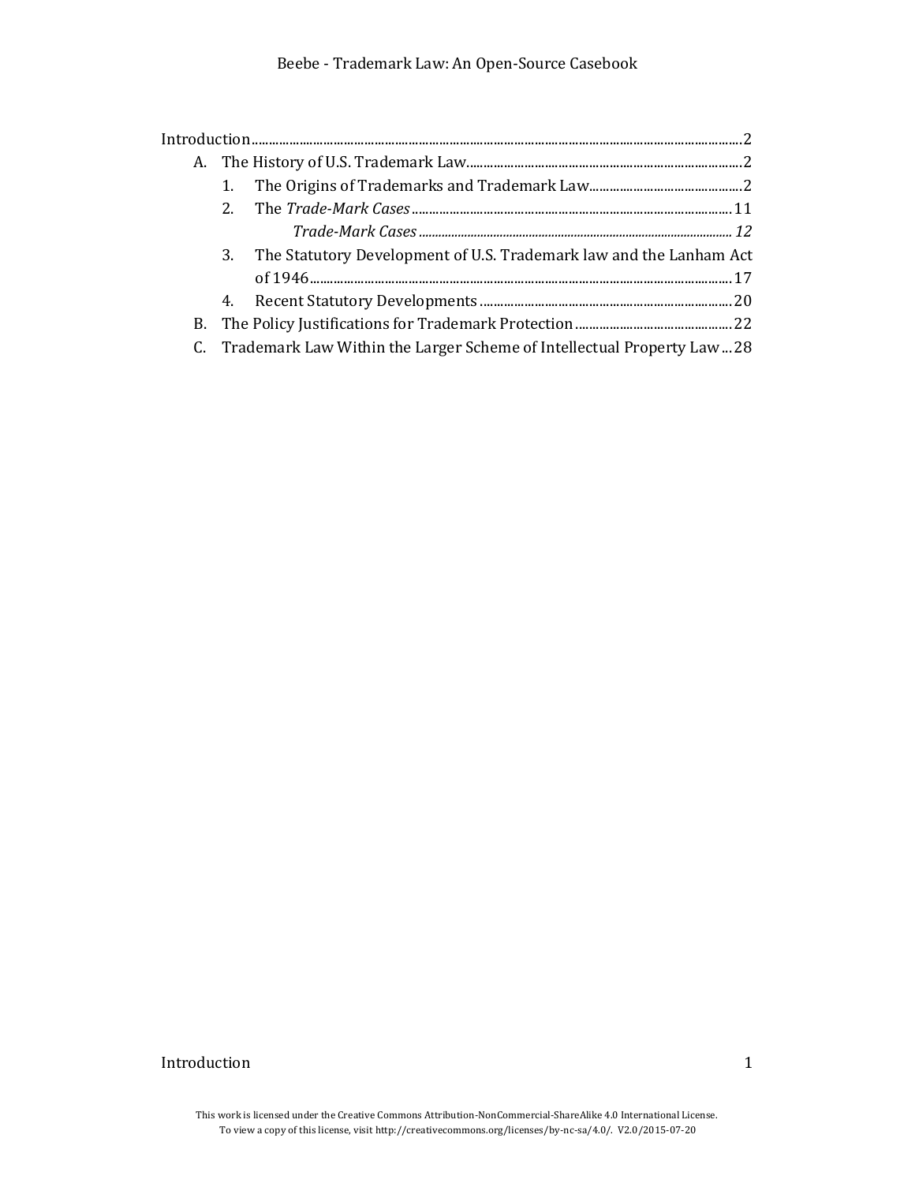Introduction ........................................................................................................................................ 2

- A. The History of U.S. Trademark Law ............................................................................... 2
  - 1. The Origins of Trademarks and Trademark Law ............................................ 2
  - 2. The *Trade-Mark Cases* ............................................................................................ 11
    - *Trade-Mark Cases* ............................................................................................ *12*
  - 3. The Statutory Development of U.S. Trademark law and the Lanham Act of 1946 ......................................................................................................................... 17
  - 4. Recent Statutory Developments ........................................................................ 20
- B. The Policy Justifications for Trademark Protection ............................................ 22
- C. Trademark Law Within the Larger Scheme of Intellectual Property Law ... 28

This work is licensed under the Creative Commons Attribution-NonCommercial-ShareAlike 4.0 International License. To view a copy of this license, visit http://creativecommons.org/licenses/by-nc-sa/4.0/. V2.0/2015-07-20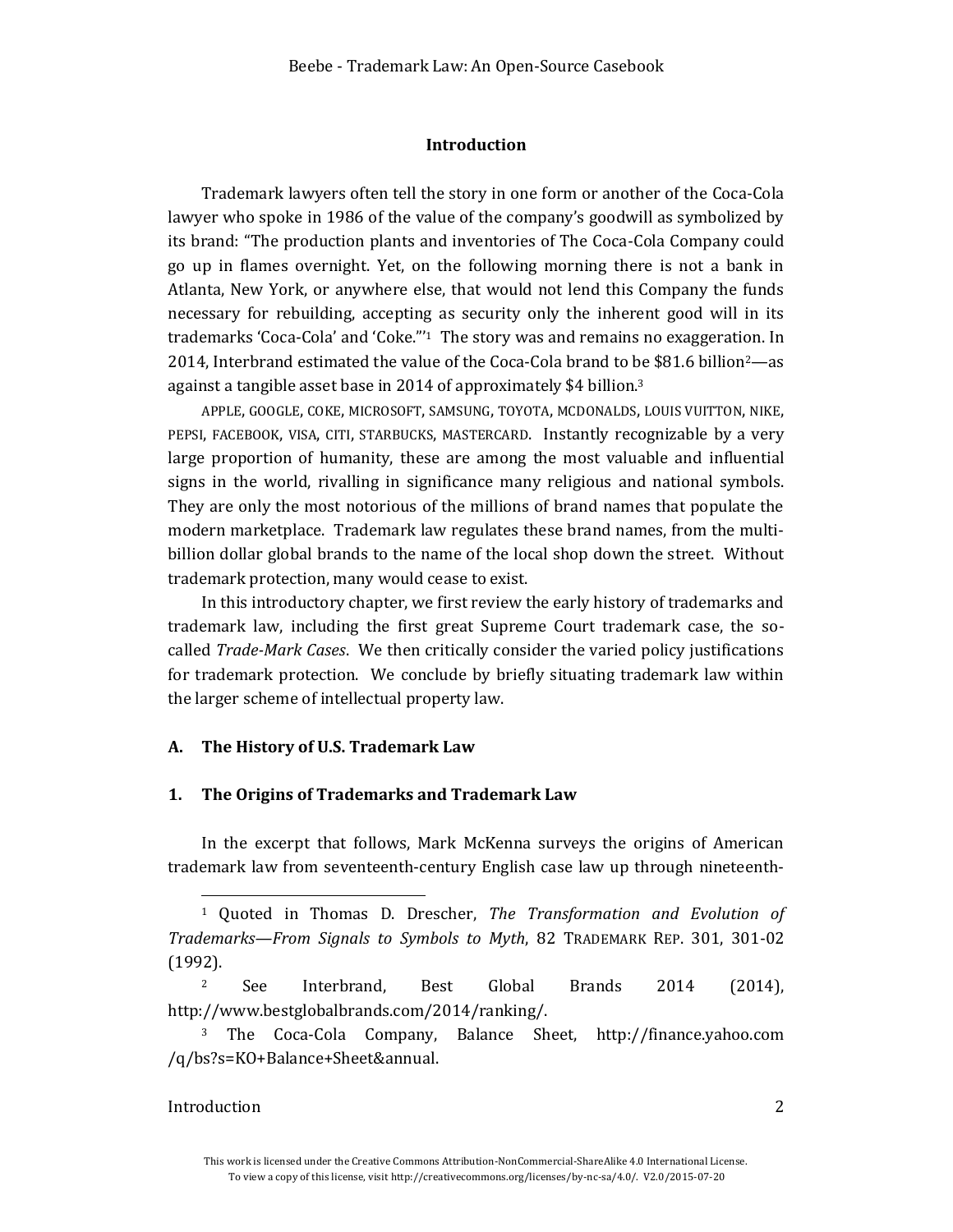## Introduction

Trademark lawyers often tell the story in one form or another of the Coca-Cola lawyer who spoke in 1986 of the value of the company's goodwill as symbolized by its brand: "The production plants and inventories of The Coca-Cola Company could go up in flames overnight. Yet, on the following morning there is not a bank in Atlanta, New York, or anywhere else, that would not lend this Company the funds necessary for rebuilding, accepting as security only the inherent good will in its trademarks 'Coca-Cola' and 'Coke.'"[1] The story was and remains no exaggeration. In 2014, Interbrand estimated the value of the Coca-Cola brand to be $81.6 billion[2]—as against a tangible asset base in 2014 of approximately $4 billion.[3]

APPLE, GOOGLE, COKE, MICROSOFT, SAMSUNG, TOYOTA, MCDONALDS, LOUIS VUITTON, NIKE, PEPSI, FACEBOOK, VISA, CITI, STARBUCKS, MASTERCARD. Instantly recognizable by a very large proportion of humanity, these are among the most valuable and influential signs in the world, rivalling in significance many religious and national symbols. They are only the most notorious of the millions of brand names that populate the modern marketplace. Trademark law regulates these brand names, from the multi-billion dollar global brands to the name of the local shop down the street. Without trademark protection, many would cease to exist.

In this introductory chapter, we first review the early history of trademarks and trademark law, including the first great Supreme Court trademark case, the so-called *Trade-Mark Cases*. We then critically consider the varied policy justifications for trademark protection. We conclude by briefly situating trademark law within the larger scheme of intellectual property law.

### A. The History of U.S. Trademark Law

### 1. The Origins of Trademarks and Trademark Law

In the excerpt that follows, Mark McKenna surveys the origins of American trademark law from seventeenth-century English case law up through nineteenth-

[1] Quoted in Thomas D. Drescher, *The Transformation and Evolution of Trademarks—From Signals to Symbols to Myth*, 82 TRADEMARK REP. 301, 301-02 (1992).

[2] See Interbrand, Best Global Brands 2014 (2014), http://www.bestglobalbrands.com/2014/ranking/.

[3] The Coca-Cola Company, Balance Sheet, http://finance.yahoo.com/q/bs?s=KO+Balance+Sheet&annual.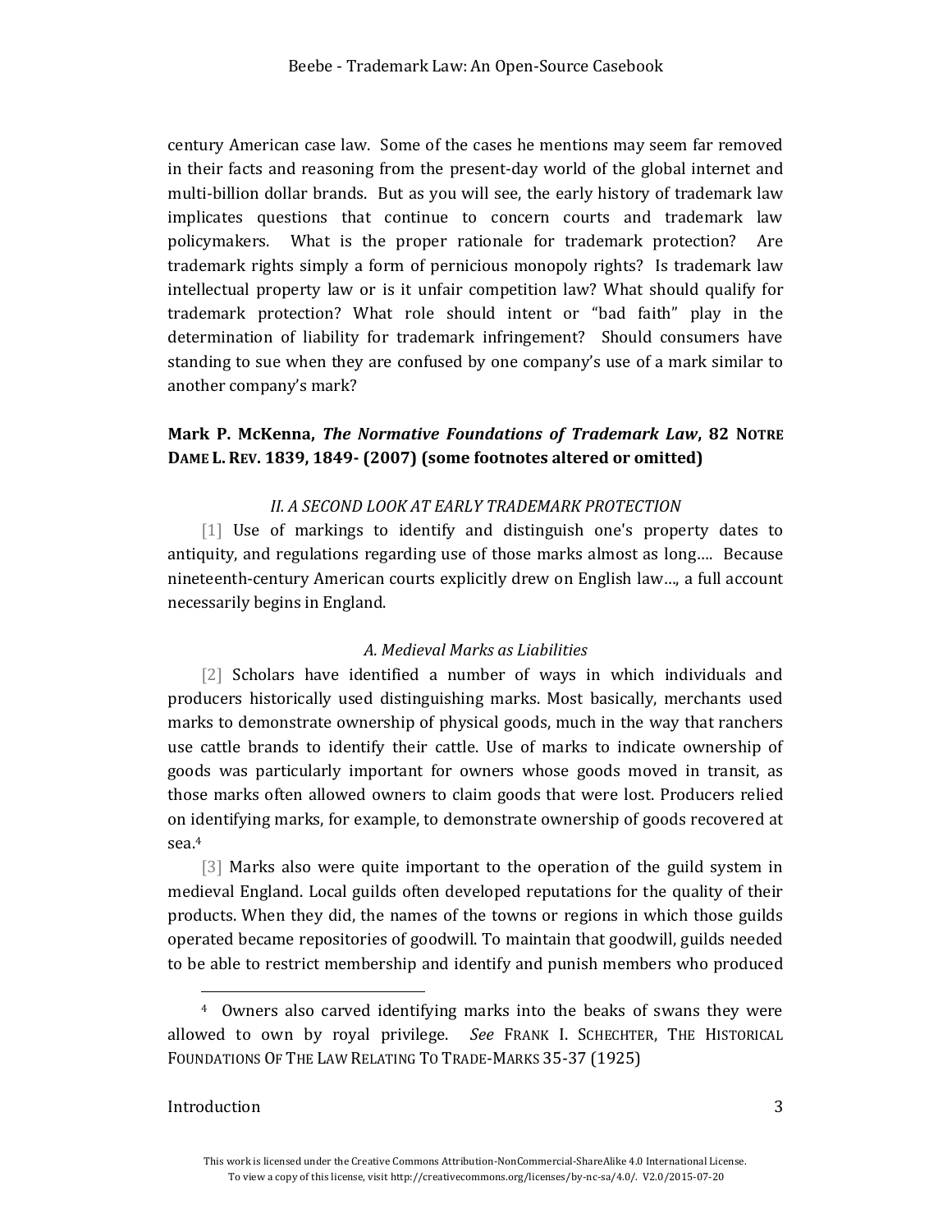century American case law. Some of the cases he mentions may seem far removed in their facts and reasoning from the present-day world of the global internet and multi-billion dollar brands. But as you will see, the early history of trademark law implicates questions that continue to concern courts and trademark law policymakers. What is the proper rationale for trademark protection? Are trademark rights simply a form of pernicious monopoly rights? Is trademark law intellectual property law or is it unfair competition law? What should qualify for trademark protection? What role should intent or "bad faith" play in the determination of liability for trademark infringement? Should consumers have standing to sue when they are confused by one company's use of a mark similar to another company's mark?

**Mark P. McKenna, *The Normative Foundations of Trademark Law*, 82 NOTRE DAME L. REV. 1839, 1849- (2007) (some footnotes altered or omitted)**

*II. A SECOND LOOK AT EARLY TRADEMARK PROTECTION*

[1] Use of markings to identify and distinguish one's property dates to antiquity, and regulations regarding use of those marks almost as long…. Because nineteenth-century American courts explicitly drew on English law…, a full account necessarily begins in England.

*A. Medieval Marks as Liabilities*

[2] Scholars have identified a number of ways in which individuals and producers historically used distinguishing marks. Most basically, merchants used marks to demonstrate ownership of physical goods, much in the way that ranchers use cattle brands to identify their cattle. Use of marks to indicate ownership of goods was particularly important for owners whose goods moved in transit, as those marks often allowed owners to claim goods that were lost. Producers relied on identifying marks, for example, to demonstrate ownership of goods recovered at sea.[4]

[3] Marks also were quite important to the operation of the guild system in medieval England. Local guilds often developed reputations for the quality of their products. When they did, the names of the towns or regions in which those guilds operated became repositories of goodwill. To maintain that goodwill, guilds needed to be able to restrict membership and identify and punish members who produced

[4] Owners also carved identifying marks into the beaks of swans they were allowed to own by royal privilege. *See* FRANK I. SCHECHTER, THE HISTORICAL FOUNDATIONS OF THE LAW RELATING TO TRADE-MARKS 35-37 (1925)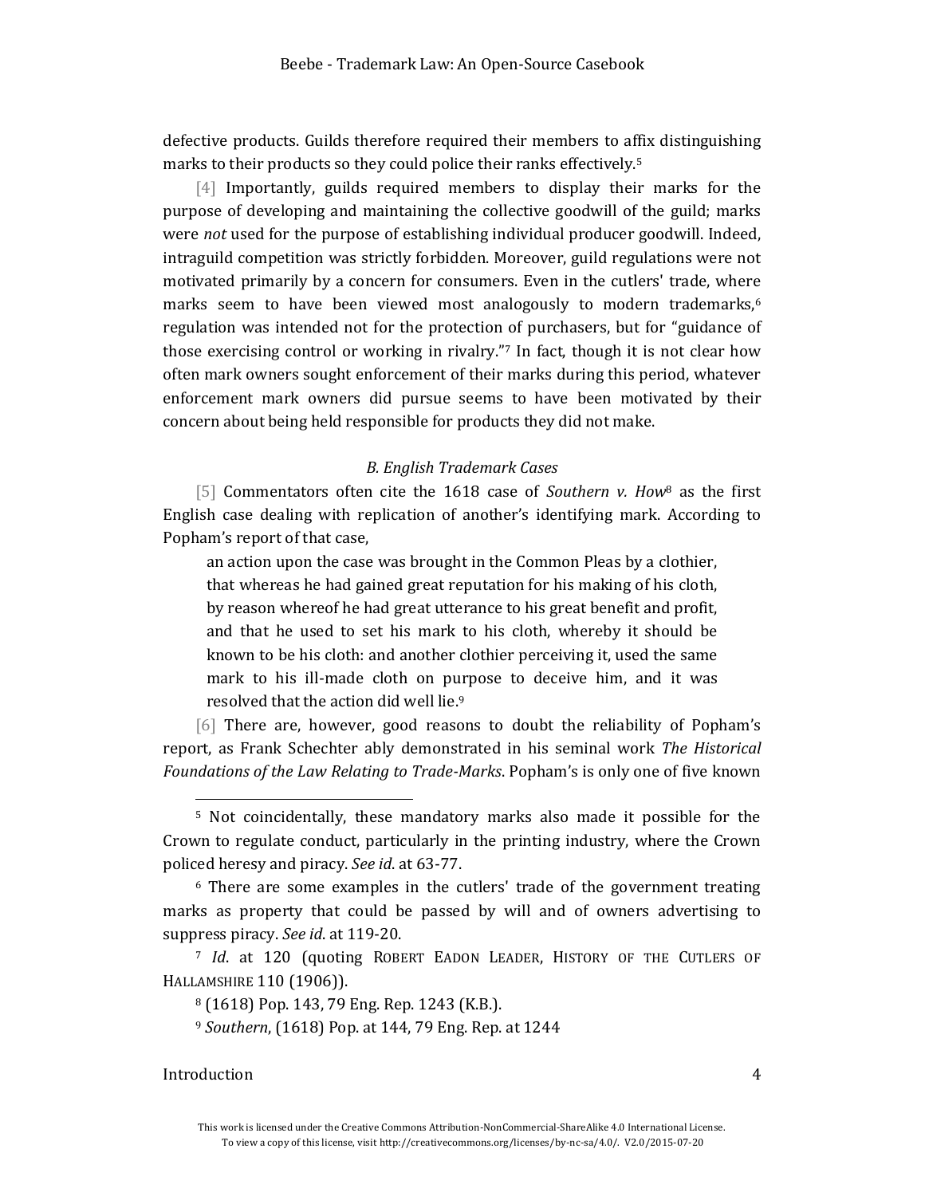defective products. Guilds therefore required their members to affix distinguishing marks to their products so they could police their ranks effectively.[5]

[4] Importantly, guilds required members to display their marks for the purpose of developing and maintaining the collective goodwill of the guild; marks were *not* used for the purpose of establishing individual producer goodwill. Indeed, intraguild competition was strictly forbidden. Moreover, guild regulations were not motivated primarily by a concern for consumers. Even in the cutlers' trade, where marks seem to have been viewed most analogously to modern trademarks,[6] regulation was intended not for the protection of purchasers, but for "guidance of those exercising control or working in rivalry."[7] In fact, though it is not clear how often mark owners sought enforcement of their marks during this period, whatever enforcement mark owners did pursue seems to have been motivated by their concern about being held responsible for products they did not make.

### *B. English Trademark Cases*

[5] Commentators often cite the 1618 case of *Southern v. How*[8] as the first English case dealing with replication of another's identifying mark. According to Popham's report of that case,

> an action upon the case was brought in the Common Pleas by a clothier, that whereas he had gained great reputation for his making of his cloth, by reason whereof he had great utterance to his great benefit and profit, and that he used to set his mark to his cloth, whereby it should be known to be his cloth: and another clothier perceiving it, used the same mark to his ill-made cloth on purpose to deceive him, and it was resolved that the action did well lie.[9]

[6] There are, however, good reasons to doubt the reliability of Popham's report, as Frank Schechter ably demonstrated in his seminal work *The Historical Foundations of the Law Relating to Trade-Marks*. Popham's is only one of five known

---

[5] Not coincidentally, these mandatory marks also made it possible for the Crown to regulate conduct, particularly in the printing industry, where the Crown policed heresy and piracy. *See id*. at 63-77.

[6] There are some examples in the cutlers' trade of the government treating marks as property that could be passed by will and of owners advertising to suppress piracy. *See id*. at 119-20.

[7] *Id*. at 120 (quoting ROBERT EADON LEADER, HISTORY OF THE CUTLERS OF HALLAMSHIRE 110 (1906)).

[8] (1618) Pop. 143, 79 Eng. Rep. 1243 (K.B.).

[9] *Southern*, (1618) Pop. at 144, 79 Eng. Rep. at 1244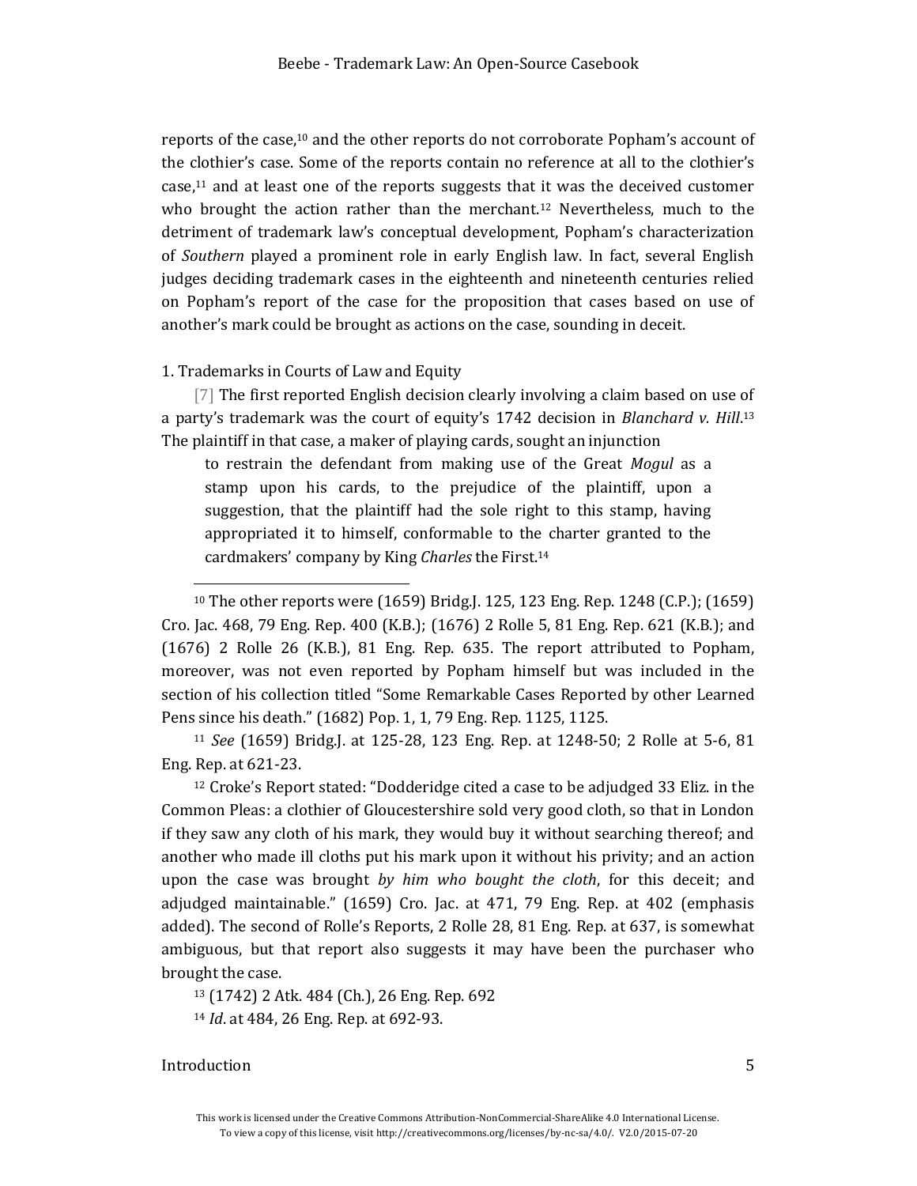reports of the case,[10] and the other reports do not corroborate Popham's account of the clothier's case. Some of the reports contain no reference at all to the clothier's case,[11] and at least one of the reports suggests that it was the deceived customer who brought the action rather than the merchant.[12] Nevertheless, much to the detriment of trademark law's conceptual development, Popham's characterization of *Southern* played a prominent role in early English law. In fact, several English judges deciding trademark cases in the eighteenth and nineteenth centuries relied on Popham's report of the case for the proposition that cases based on use of another's mark could be brought as actions on the case, sounding in deceit.

1. Trademarks in Courts of Law and Equity

[7] The first reported English decision clearly involving a claim based on use of a party's trademark was the court of equity's 1742 decision in *Blanchard v. Hill*.[13] The plaintiff in that case, a maker of playing cards, sought an injunction

> to restrain the defendant from making use of the Great *Mogul* as a stamp upon his cards, to the prejudice of the plaintiff, upon a suggestion, that the plaintiff had the sole right to this stamp, having appropriated it to himself, conformable to the charter granted to the cardmakers' company by King *Charles* the First.[14]

---

[10] The other reports were (1659) Bridg.J. 125, 123 Eng. Rep. 1248 (C.P.); (1659) Cro. Jac. 468, 79 Eng. Rep. 400 (K.B.); (1676) 2 Rolle 5, 81 Eng. Rep. 621 (K.B.); and (1676) 2 Rolle 26 (K.B.), 81 Eng. Rep. 635. The report attributed to Popham, moreover, was not even reported by Popham himself but was included in the section of his collection titled "Some Remarkable Cases Reported by other Learned Pens since his death." (1682) Pop. 1, 1, 79 Eng. Rep. 1125, 1125.

[11] *See* (1659) Bridg.J. at 125-28, 123 Eng. Rep. at 1248-50; 2 Rolle at 5-6, 81 Eng. Rep. at 621-23.

[12] Croke's Report stated: "Dodderidge cited a case to be adjudged 33 Eliz. in the Common Pleas: a clothier of Gloucestershire sold very good cloth, so that in London if they saw any cloth of his mark, they would buy it without searching thereof; and another who made ill cloths put his mark upon it without his privity; and an action upon the case was brought *by him who bought the cloth*, for this deceit; and adjudged maintainable." (1659) Cro. Jac. at 471, 79 Eng. Rep. at 402 (emphasis added). The second of Rolle's Reports, 2 Rolle 28, 81 Eng. Rep. at 637, is somewhat ambiguous, but that report also suggests it may have been the purchaser who brought the case.

[13] (1742) 2 Atk. 484 (Ch.), 26 Eng. Rep. 692

[14] *Id*. at 484, 26 Eng. Rep. at 692-93.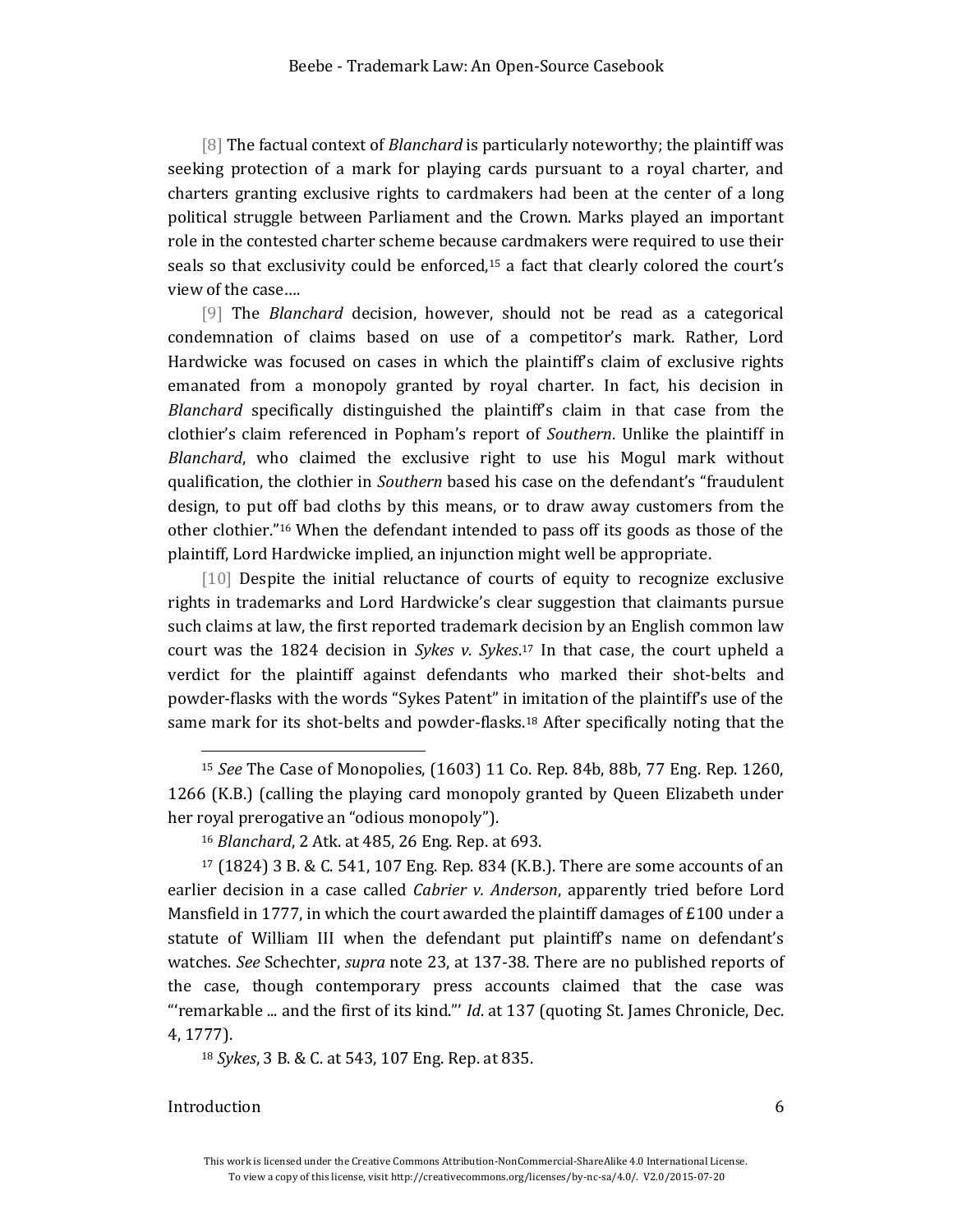[8] The factual context of *Blanchard* is particularly noteworthy; the plaintiff was seeking protection of a mark for playing cards pursuant to a royal charter, and charters granting exclusive rights to cardmakers had been at the center of a long political struggle between Parliament and the Crown. Marks played an important role in the contested charter scheme because cardmakers were required to use their seals so that exclusivity could be enforced,[15] a fact that clearly colored the court's view of the case….

[9] The *Blanchard* decision, however, should not be read as a categorical condemnation of claims based on use of a competitor's mark. Rather, Lord Hardwicke was focused on cases in which the plaintiff's claim of exclusive rights emanated from a monopoly granted by royal charter. In fact, his decision in *Blanchard* specifically distinguished the plaintiff's claim in that case from the clothier's claim referenced in Popham's report of *Southern*. Unlike the plaintiff in *Blanchard*, who claimed the exclusive right to use his Mogul mark without qualification, the clothier in *Southern* based his case on the defendant's "fraudulent design, to put off bad cloths by this means, or to draw away customers from the other clothier."[16] When the defendant intended to pass off its goods as those of the plaintiff, Lord Hardwicke implied, an injunction might well be appropriate.

[10] Despite the initial reluctance of courts of equity to recognize exclusive rights in trademarks and Lord Hardwicke's clear suggestion that claimants pursue such claims at law, the first reported trademark decision by an English common law court was the 1824 decision in *Sykes v. Sykes*.[17] In that case, the court upheld a verdict for the plaintiff against defendants who marked their shot-belts and powder-flasks with the words "Sykes Patent" in imitation of the plaintiff's use of the same mark for its shot-belts and powder-flasks.[18] After specifically noting that the

---

[15] *See* The Case of Monopolies, (1603) 11 Co. Rep. 84b, 88b, 77 Eng. Rep. 1260, 1266 (K.B.) (calling the playing card monopoly granted by Queen Elizabeth under her royal prerogative an "odious monopoly").

[16] *Blanchard*, 2 Atk. at 485, 26 Eng. Rep. at 693.

[17] (1824) 3 B. & C. 541, 107 Eng. Rep. 834 (K.B.). There are some accounts of an earlier decision in a case called *Cabrier v. Anderson*, apparently tried before Lord Mansfield in 1777, in which the court awarded the plaintiff damages of £100 under a statute of William III when the defendant put plaintiff's name on defendant's watches. *See* Schechter, *supra* note 23, at 137-38. There are no published reports of the case, though contemporary press accounts claimed that the case was "'remarkable ... and the first of its kind."' *Id*. at 137 (quoting St. James Chronicle, Dec. 4, 1777).

[18] *Sykes*, 3 B. & C. at 543, 107 Eng. Rep. at 835.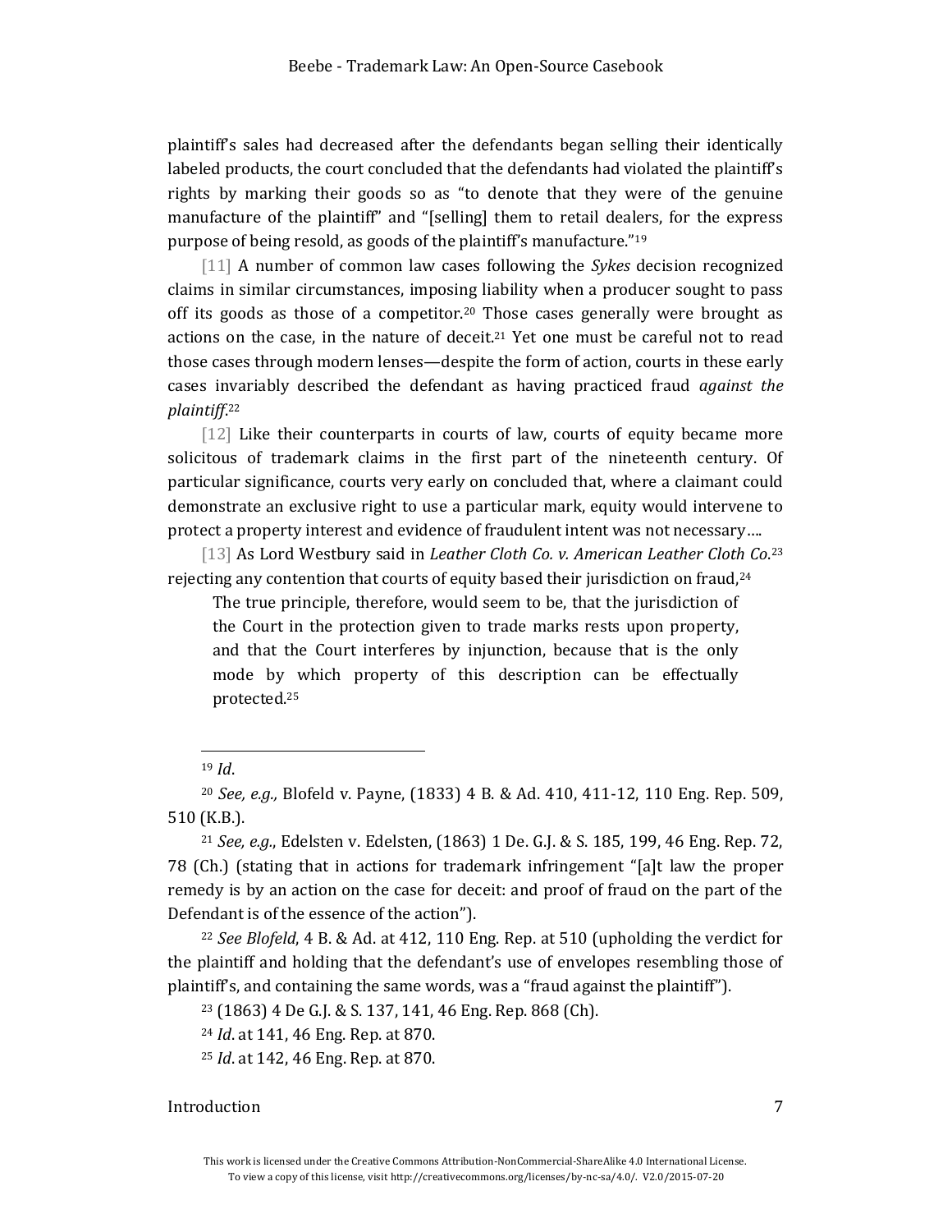plaintiff's sales had decreased after the defendants began selling their identically labeled products, the court concluded that the defendants had violated the plaintiff's rights by marking their goods so as "to denote that they were of the genuine manufacture of the plaintiff" and "[selling] them to retail dealers, for the express purpose of being resold, as goods of the plaintiff's manufacture."[19]

[11] A number of common law cases following the *Sykes* decision recognized claims in similar circumstances, imposing liability when a producer sought to pass off its goods as those of a competitor.[20] Those cases generally were brought as actions on the case, in the nature of deceit.[21] Yet one must be careful not to read those cases through modern lenses—despite the form of action, courts in these early cases invariably described the defendant as having practiced fraud *against the plaintiff*.[22]

[12] Like their counterparts in courts of law, courts of equity became more solicitous of trademark claims in the first part of the nineteenth century. Of particular significance, courts very early on concluded that, where a claimant could demonstrate an exclusive right to use a particular mark, equity would intervene to protect a property interest and evidence of fraudulent intent was not necessary….

[13] As Lord Westbury said in *Leather Cloth Co. v. American Leather Cloth Co*.[23] rejecting any contention that courts of equity based their jurisdiction on fraud,[24]

> The true principle, therefore, would seem to be, that the jurisdiction of the Court in the protection given to trade marks rests upon property, and that the Court interferes by injunction, because that is the only mode by which property of this description can be effectually protected.[25]

---

[19] *Id*.

[20] *See, e.g.,* Blofeld v. Payne, (1833) 4 B. & Ad. 410, 411-12, 110 Eng. Rep. 509, 510 (K.B.).

[21] *See, e.g.*, Edelsten v. Edelsten, (1863) 1 De. G.J. & S. 185, 199, 46 Eng. Rep. 72, 78 (Ch.) (stating that in actions for trademark infringement "[a]t law the proper remedy is by an action on the case for deceit: and proof of fraud on the part of the Defendant is of the essence of the action").

[22] *See Blofeld*, 4 B. & Ad. at 412, 110 Eng. Rep. at 510 (upholding the verdict for the plaintiff and holding that the defendant's use of envelopes resembling those of plaintiff's, and containing the same words, was a "fraud against the plaintiff").

[23] (1863) 4 De G.J. & S. 137, 141, 46 Eng. Rep. 868 (Ch).

[24] *Id*. at 141, 46 Eng. Rep. at 870.

[25] *Id*. at 142, 46 Eng. Rep. at 870.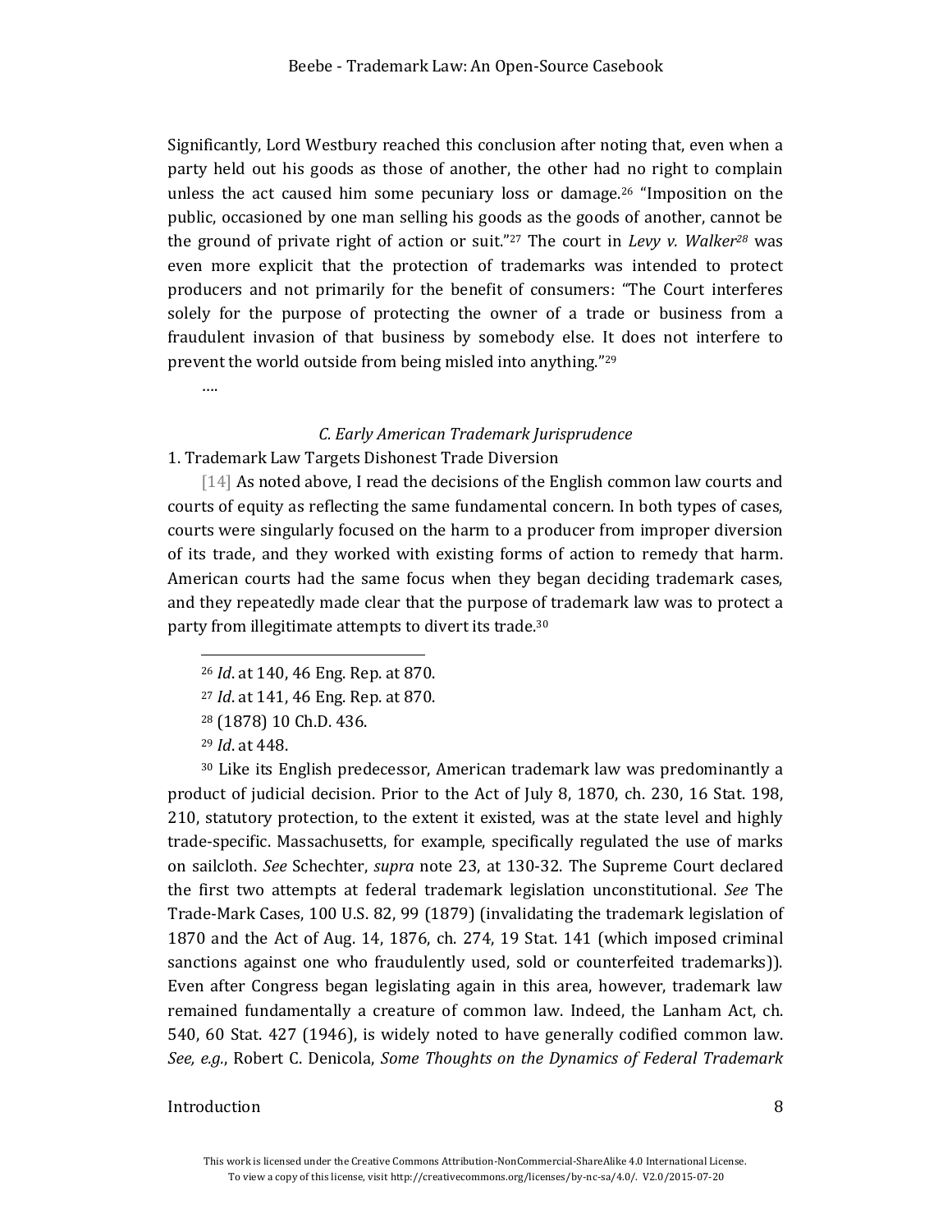Significantly, Lord Westbury reached this conclusion after noting that, even when a party held out his goods as those of another, the other had no right to complain unless the act caused him some pecuniary loss or damage.[26] "Imposition on the public, occasioned by one man selling his goods as the goods of another, cannot be the ground of private right of action or suit."[27] The court in *Levy v. Walker*[28] was even more explicit that the protection of trademarks was intended to protect producers and not primarily for the benefit of consumers: "The Court interferes solely for the purpose of protecting the owner of a trade or business from a fraudulent invasion of that business by somebody else. It does not interfere to prevent the world outside from being misled into anything."[29]

….

### *C. Early American Trademark Jurisprudence*

1. Trademark Law Targets Dishonest Trade Diversion

[14] As noted above, I read the decisions of the English common law courts and courts of equity as reflecting the same fundamental concern. In both types of cases, courts were singularly focused on the harm to a producer from improper diversion of its trade, and they worked with existing forms of action to remedy that harm. American courts had the same focus when they began deciding trademark cases, and they repeatedly made clear that the purpose of trademark law was to protect a party from illegitimate attempts to divert its trade.[30]

---

[26] *Id*. at 140, 46 Eng. Rep. at 870.

[27] *Id*. at 141, 46 Eng. Rep. at 870.

[28] (1878) 10 Ch.D. 436.

[29] *Id*. at 448.

[30] Like its English predecessor, American trademark law was predominantly a product of judicial decision. Prior to the Act of July 8, 1870, ch. 230, 16 Stat. 198, 210, statutory protection, to the extent it existed, was at the state level and highly trade-specific. Massachusetts, for example, specifically regulated the use of marks on sailcloth. *See* Schechter, *supra* note 23, at 130-32. The Supreme Court declared the first two attempts at federal trademark legislation unconstitutional. *See* The Trade-Mark Cases, 100 U.S. 82, 99 (1879) (invalidating the trademark legislation of 1870 and the Act of Aug. 14, 1876, ch. 274, 19 Stat. 141 (which imposed criminal sanctions against one who fraudulently used, sold or counterfeited trademarks)). Even after Congress began legislating again in this area, however, trademark law remained fundamentally a creature of common law. Indeed, the Lanham Act, ch. 540, 60 Stat. 427 (1946), is widely noted to have generally codified common law. *See, e.g.*, Robert C. Denicola, *Some Thoughts on the Dynamics of Federal Trademark*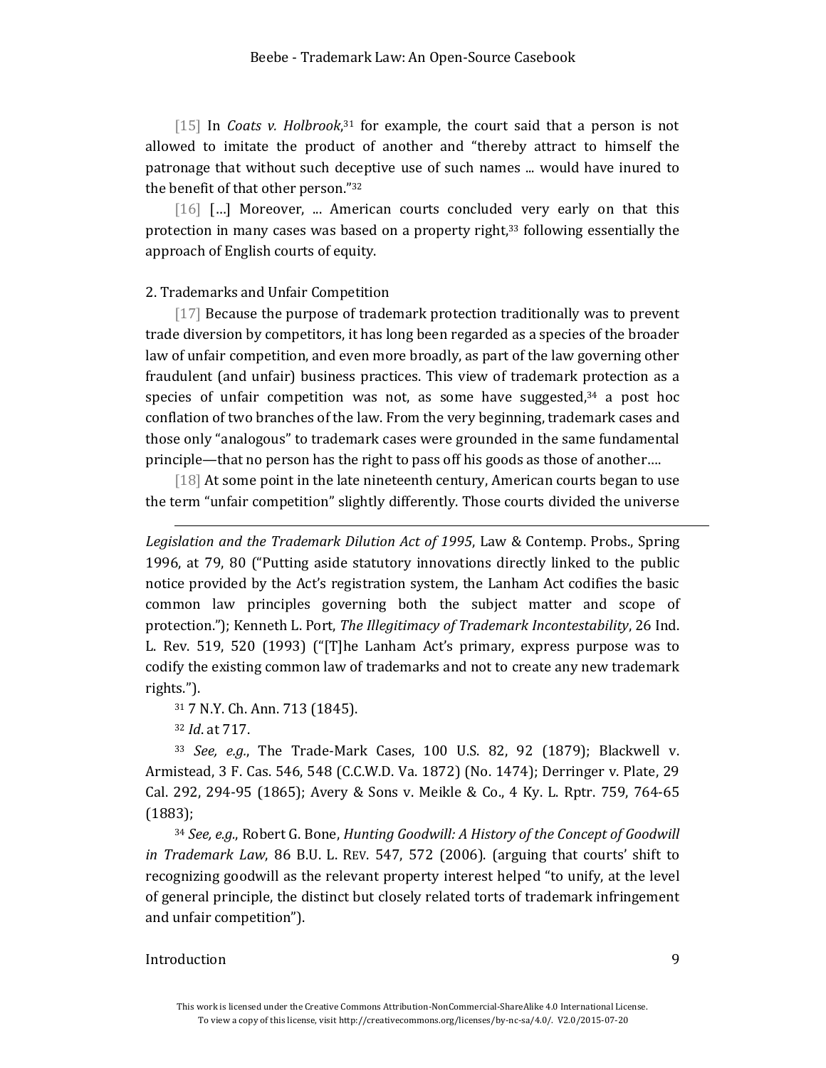[15] In *Coats v. Holbrook*,[31] for example, the court said that a person is not allowed to imitate the product of another and "thereby attract to himself the patronage that without such deceptive use of such names ... would have inured to the benefit of that other person."[32]

[16] [...] Moreover, ... American courts concluded very early on that this protection in many cases was based on a property right,[33] following essentially the approach of English courts of equity.

2. Trademarks and Unfair Competition

[17] Because the purpose of trademark protection traditionally was to prevent trade diversion by competitors, it has long been regarded as a species of the broader law of unfair competition, and even more broadly, as part of the law governing other fraudulent (and unfair) business practices. This view of trademark protection as a species of unfair competition was not, as some have suggested,[34] a post hoc conflation of two branches of the law. From the very beginning, trademark cases and those only "analogous" to trademark cases were grounded in the same fundamental principle—that no person has the right to pass off his goods as those of another….

[18] At some point in the late nineteenth century, American courts began to use the term "unfair competition" slightly differently. Those courts divided the universe

---

*Legislation and the Trademark Dilution Act of 1995*, Law & Contemp. Probs., Spring 1996, at 79, 80 ("Putting aside statutory innovations directly linked to the public notice provided by the Act's registration system, the Lanham Act codifies the basic common law principles governing both the subject matter and scope of protection."); Kenneth L. Port, *The Illegitimacy of Trademark Incontestability*, 26 Ind. L. Rev. 519, 520 (1993) ("[T]he Lanham Act's primary, express purpose was to codify the existing common law of trademarks and not to create any new trademark rights.").

[31] 7 N.Y. Ch. Ann. 713 (1845).

[32] *Id*. at 717.

[33] *See, e.g.*, The Trade-Mark Cases, 100 U.S. 82, 92 (1879); Blackwell v. Armistead, 3 F. Cas. 546, 548 (C.C.W.D. Va. 1872) (No. 1474); Derringer v. Plate, 29 Cal. 292, 294-95 (1865); Avery & Sons v. Meikle & Co., 4 Ky. L. Rptr. 759, 764-65 (1883);

[34] *See, e.g.*, Robert G. Bone, *Hunting Goodwill: A History of the Concept of Goodwill in Trademark Law*, 86 B.U. L. REV. 547, 572 (2006). (arguing that courts' shift to recognizing goodwill as the relevant property interest helped "to unify, at the level of general principle, the distinct but closely related torts of trademark infringement and unfair competition").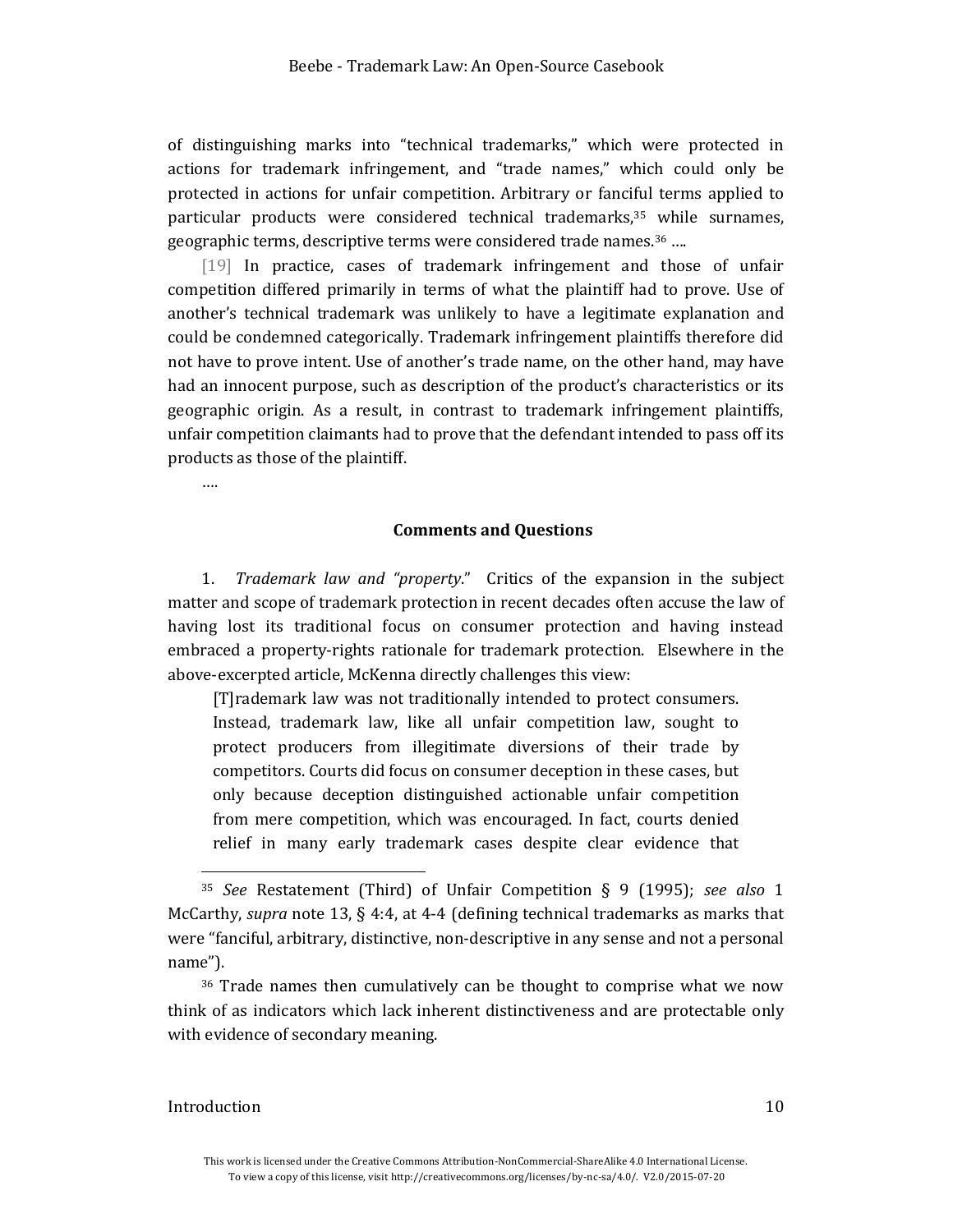of distinguishing marks into "technical trademarks," which were protected in actions for trademark infringement, and "trade names," which could only be protected in actions for unfair competition. Arbitrary or fanciful terms applied to particular products were considered technical trademarks,[35] while surnames, geographic terms, descriptive terms were considered trade names.[36] ….

[19] In practice, cases of trademark infringement and those of unfair competition differed primarily in terms of what the plaintiff had to prove. Use of another's technical trademark was unlikely to have a legitimate explanation and could be condemned categorically. Trademark infringement plaintiffs therefore did not have to prove intent. Use of another's trade name, on the other hand, may have had an innocent purpose, such as description of the product's characteristics or its geographic origin. As a result, in contrast to trademark infringement plaintiffs, unfair competition claimants had to prove that the defendant intended to pass off its products as those of the plaintiff.

….

### Comments and Questions

1. *Trademark law and "property*." Critics of the expansion in the subject matter and scope of trademark protection in recent decades often accuse the law of having lost its traditional focus on consumer protection and having instead embraced a property-rights rationale for trademark protection. Elsewhere in the above-excerpted article, McKenna directly challenges this view:

> [T]rademark law was not traditionally intended to protect consumers. Instead, trademark law, like all unfair competition law, sought to protect producers from illegitimate diversions of their trade by competitors. Courts did focus on consumer deception in these cases, but only because deception distinguished actionable unfair competition from mere competition, which was encouraged. In fact, courts denied relief in many early trademark cases despite clear evidence that

---

[35] *See* Restatement (Third) of Unfair Competition § 9 (1995); *see also* 1 McCarthy, *supra* note 13, § 4:4, at 4-4 (defining technical trademarks as marks that were "fanciful, arbitrary, distinctive, non-descriptive in any sense and not a personal name").

[36] Trade names then cumulatively can be thought to comprise what we now think of as indicators which lack inherent distinctiveness and are protectable only with evidence of secondary meaning.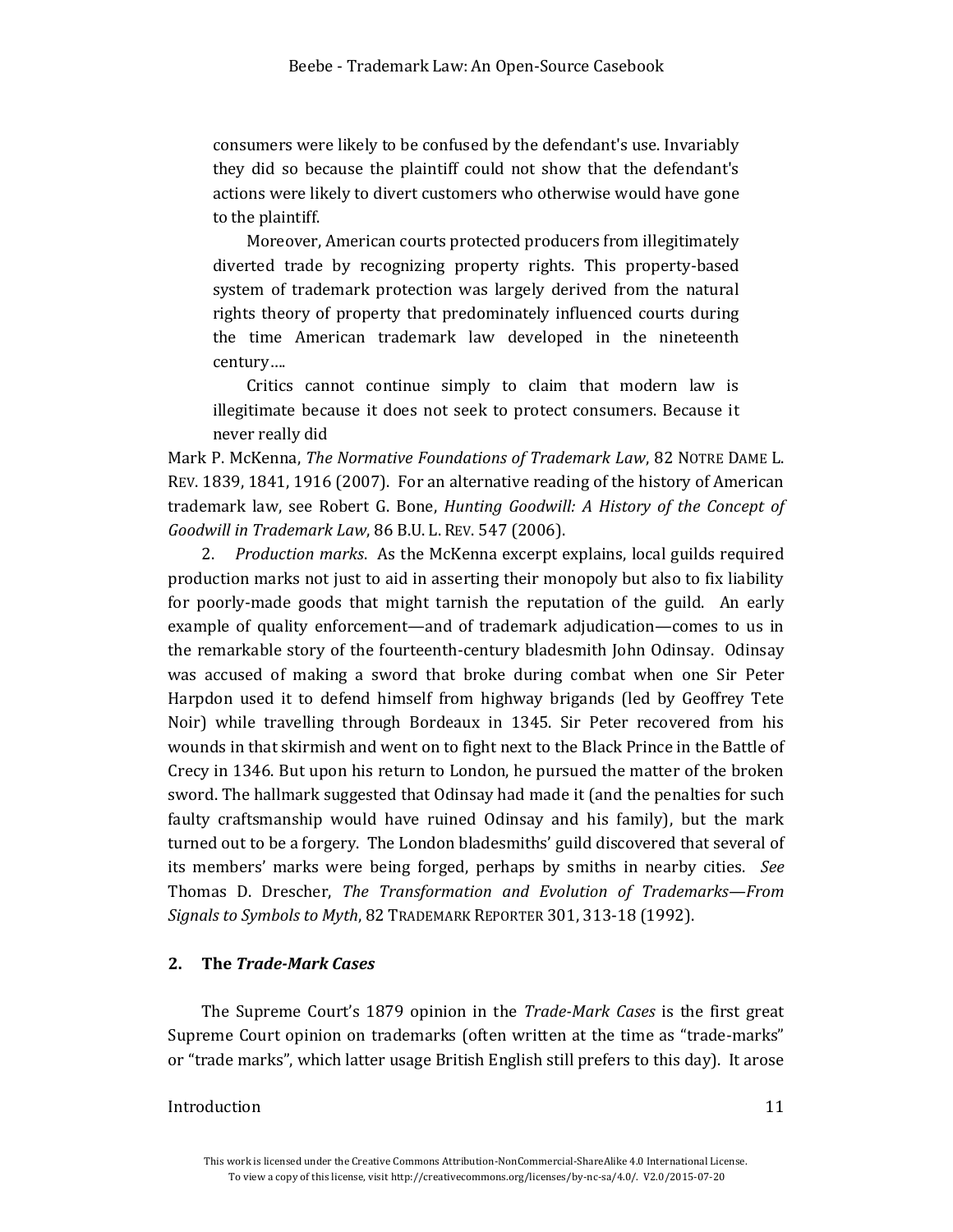> consumers were likely to be confused by the defendant's use. Invariably they did so because the plaintiff could not show that the defendant's actions were likely to divert customers who otherwise would have gone to the plaintiff.
>
> Moreover, American courts protected producers from illegitimately diverted trade by recognizing property rights. This property-based system of trademark protection was largely derived from the natural rights theory of property that predominately influenced courts during the time American trademark law developed in the nineteenth century….
>
> Critics cannot continue simply to claim that modern law is illegitimate because it does not seek to protect consumers. Because it never really did

Mark P. McKenna, *The Normative Foundations of Trademark Law*, 82 NOTRE DAME L. REV. 1839, 1841, 1916 (2007). For an alternative reading of the history of American trademark law, see Robert G. Bone, *Hunting Goodwill: A History of the Concept of Goodwill in Trademark Law*, 86 B.U. L. REV. 547 (2006).

2. *Production marks*. As the McKenna excerpt explains, local guilds required production marks not just to aid in asserting their monopoly but also to fix liability for poorly-made goods that might tarnish the reputation of the guild. An early example of quality enforcement—and of trademark adjudication—comes to us in the remarkable story of the fourteenth-century bladesmith John Odinsay. Odinsay was accused of making a sword that broke during combat when one Sir Peter Harpdon used it to defend himself from highway brigands (led by Geoffrey Tete Noir) while travelling through Bordeaux in 1345. Sir Peter recovered from his wounds in that skirmish and went on to fight next to the Black Prince in the Battle of Crecy in 1346. But upon his return to London, he pursued the matter of the broken sword. The hallmark suggested that Odinsay had made it (and the penalties for such faulty craftsmanship would have ruined Odinsay and his family), but the mark turned out to be a forgery. The London bladesmiths' guild discovered that several of its members' marks were being forged, perhaps by smiths in nearby cities. *See* Thomas D. Drescher, *The Transformation and Evolution of Trademarks—From Signals to Symbols to Myth*, 82 TRADEMARK REPORTER 301, 313-18 (1992).

## 2. The *Trade-Mark Cases*

The Supreme Court's 1879 opinion in the *Trade-Mark Cases* is the first great Supreme Court opinion on trademarks (often written at the time as "trade-marks" or "trade marks", which latter usage British English still prefers to this day). It arose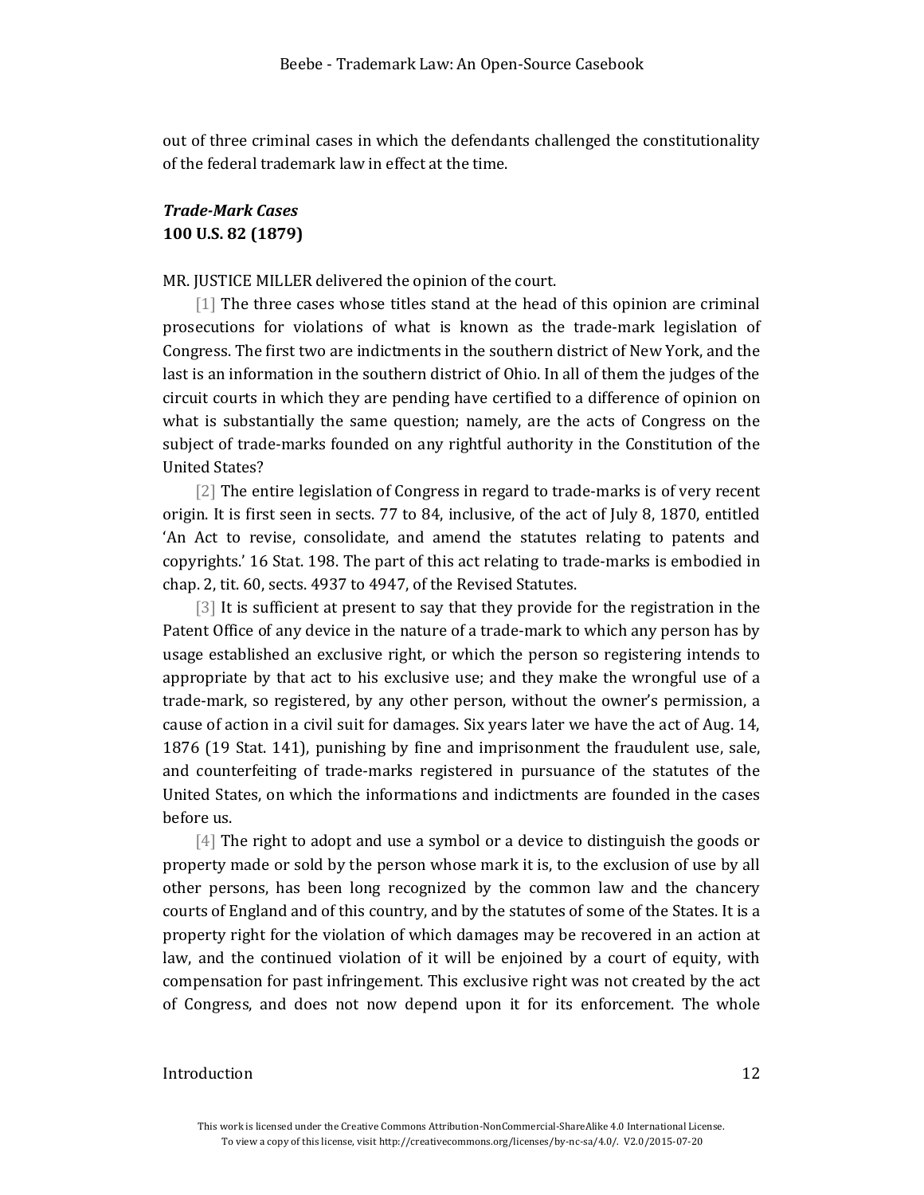out of three criminal cases in which the defendants challenged the constitutionality of the federal trademark law in effect at the time.

***Trade-Mark Cases***
**100 U.S. 82 (1879)**

MR. JUSTICE MILLER delivered the opinion of the court.

[1] The three cases whose titles stand at the head of this opinion are criminal prosecutions for violations of what is known as the trade-mark legislation of Congress. The first two are indictments in the southern district of New York, and the last is an information in the southern district of Ohio. In all of them the judges of the circuit courts in which they are pending have certified to a difference of opinion on what is substantially the same question; namely, are the acts of Congress on the subject of trade-marks founded on any rightful authority in the Constitution of the United States?

[2] The entire legislation of Congress in regard to trade-marks is of very recent origin. It is first seen in sects. 77 to 84, inclusive, of the act of July 8, 1870, entitled 'An Act to revise, consolidate, and amend the statutes relating to patents and copyrights.' 16 Stat. 198. The part of this act relating to trade-marks is embodied in chap. 2, tit. 60, sects. 4937 to 4947, of the Revised Statutes.

[3] It is sufficient at present to say that they provide for the registration in the Patent Office of any device in the nature of a trade-mark to which any person has by usage established an exclusive right, or which the person so registering intends to appropriate by that act to his exclusive use; and they make the wrongful use of a trade-mark, so registered, by any other person, without the owner's permission, a cause of action in a civil suit for damages. Six years later we have the act of Aug. 14, 1876 (19 Stat. 141), punishing by fine and imprisonment the fraudulent use, sale, and counterfeiting of trade-marks registered in pursuance of the statutes of the United States, on which the informations and indictments are founded in the cases before us.

[4] The right to adopt and use a symbol or a device to distinguish the goods or property made or sold by the person whose mark it is, to the exclusion of use by all other persons, has been long recognized by the common law and the chancery courts of England and of this country, and by the statutes of some of the States. It is a property right for the violation of which damages may be recovered in an action at law, and the continued violation of it will be enjoined by a court of equity, with compensation for past infringement. This exclusive right was not created by the act of Congress, and does not now depend upon it for its enforcement. The whole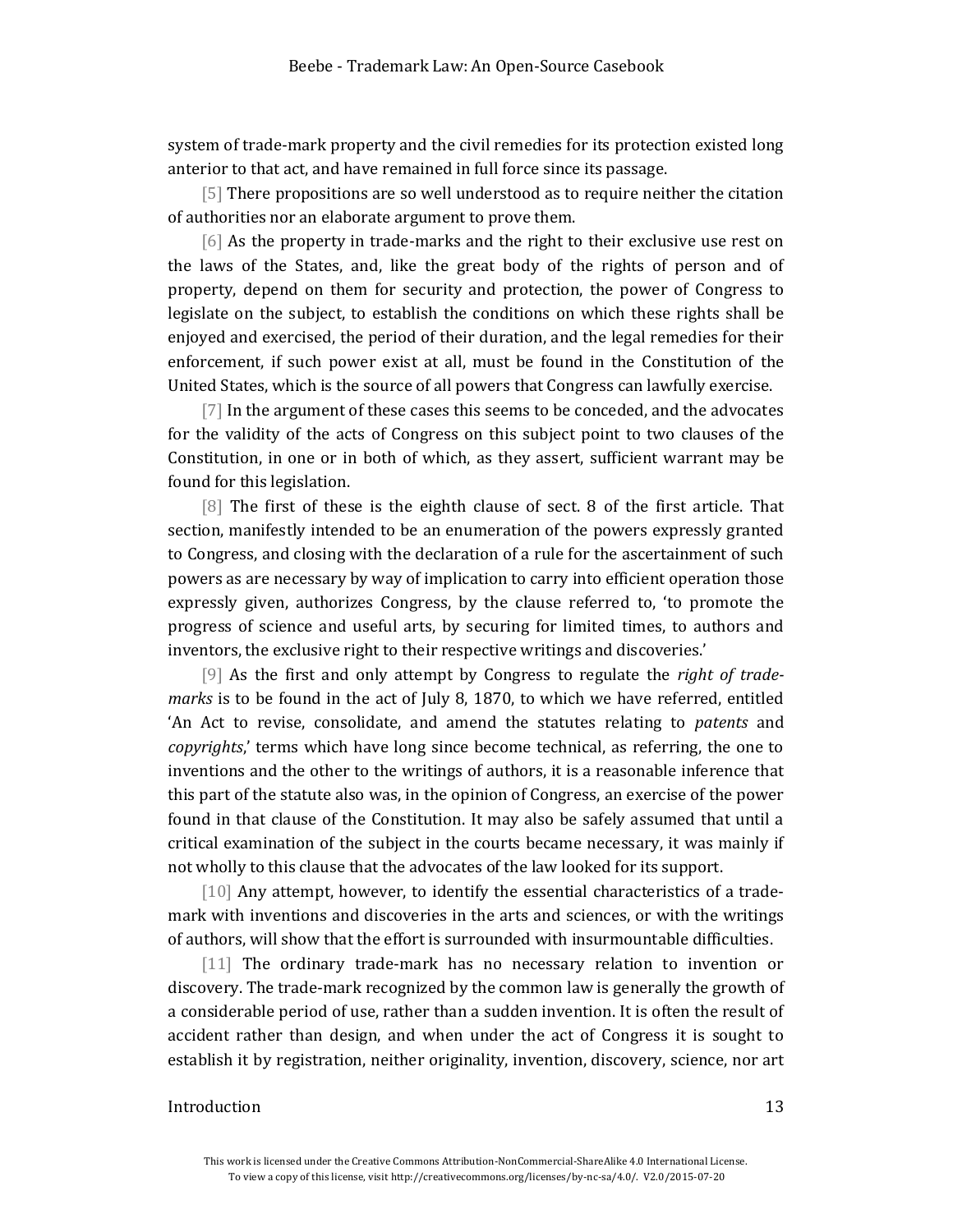system of trade-mark property and the civil remedies for its protection existed long anterior to that act, and have remained in full force since its passage.

[5] There propositions are so well understood as to require neither the citation of authorities nor an elaborate argument to prove them.

[6] As the property in trade-marks and the right to their exclusive use rest on the laws of the States, and, like the great body of the rights of person and of property, depend on them for security and protection, the power of Congress to legislate on the subject, to establish the conditions on which these rights shall be enjoyed and exercised, the period of their duration, and the legal remedies for their enforcement, if such power exist at all, must be found in the Constitution of the United States, which is the source of all powers that Congress can lawfully exercise.

[7] In the argument of these cases this seems to be conceded, and the advocates for the validity of the acts of Congress on this subject point to two clauses of the Constitution, in one or in both of which, as they assert, sufficient warrant may be found for this legislation.

[8] The first of these is the eighth clause of sect. 8 of the first article. That section, manifestly intended to be an enumeration of the powers expressly granted to Congress, and closing with the declaration of a rule for the ascertainment of such powers as are necessary by way of implication to carry into efficient operation those expressly given, authorizes Congress, by the clause referred to, 'to promote the progress of science and useful arts, by securing for limited times, to authors and inventors, the exclusive right to their respective writings and discoveries.'

[9] As the first and only attempt by Congress to regulate the *right of trade-marks* is to be found in the act of July 8, 1870, to which we have referred, entitled 'An Act to revise, consolidate, and amend the statutes relating to *patents* and *copyrights*,' terms which have long since become technical, as referring, the one to inventions and the other to the writings of authors, it is a reasonable inference that this part of the statute also was, in the opinion of Congress, an exercise of the power found in that clause of the Constitution. It may also be safely assumed that until a critical examination of the subject in the courts became necessary, it was mainly if not wholly to this clause that the advocates of the law looked for its support.

[10] Any attempt, however, to identify the essential characteristics of a trade-mark with inventions and discoveries in the arts and sciences, or with the writings of authors, will show that the effort is surrounded with insurmountable difficulties.

[11] The ordinary trade-mark has no necessary relation to invention or discovery. The trade-mark recognized by the common law is generally the growth of a considerable period of use, rather than a sudden invention. It is often the result of accident rather than design, and when under the act of Congress it is sought to establish it by registration, neither originality, invention, discovery, science, nor art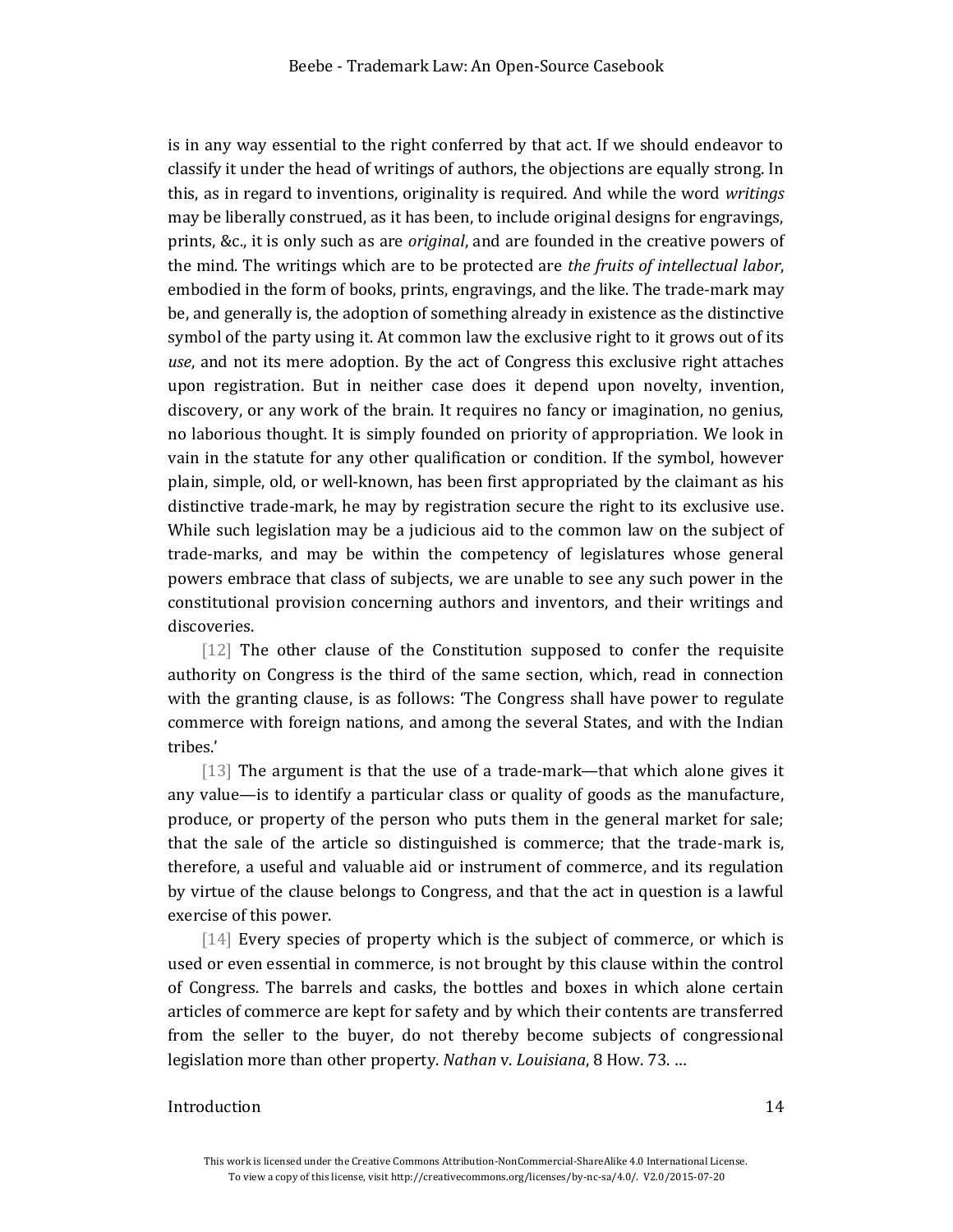is in any way essential to the right conferred by that act. If we should endeavor to classify it under the head of writings of authors, the objections are equally strong. In this, as in regard to inventions, originality is required. And while the word *writings* may be liberally construed, as it has been, to include original designs for engravings, prints, &c., it is only such as are *original*, and are founded in the creative powers of the mind. The writings which are to be protected are *the fruits of intellectual labor*, embodied in the form of books, prints, engravings, and the like. The trade-mark may be, and generally is, the adoption of something already in existence as the distinctive symbol of the party using it. At common law the exclusive right to it grows out of its *use*, and not its mere adoption. By the act of Congress this exclusive right attaches upon registration. But in neither case does it depend upon novelty, invention, discovery, or any work of the brain. It requires no fancy or imagination, no genius, no laborious thought. It is simply founded on priority of appropriation. We look in vain in the statute for any other qualification or condition. If the symbol, however plain, simple, old, or well-known, has been first appropriated by the claimant as his distinctive trade-mark, he may by registration secure the right to its exclusive use. While such legislation may be a judicious aid to the common law on the subject of trade-marks, and may be within the competency of legislatures whose general powers embrace that class of subjects, we are unable to see any such power in the constitutional provision concerning authors and inventors, and their writings and discoveries.

[12] The other clause of the Constitution supposed to confer the requisite authority on Congress is the third of the same section, which, read in connection with the granting clause, is as follows: 'The Congress shall have power to regulate commerce with foreign nations, and among the several States, and with the Indian tribes.'

[13] The argument is that the use of a trade-mark—that which alone gives it any value—is to identify a particular class or quality of goods as the manufacture, produce, or property of the person who puts them in the general market for sale; that the sale of the article so distinguished is commerce; that the trade-mark is, therefore, a useful and valuable aid or instrument of commerce, and its regulation by virtue of the clause belongs to Congress, and that the act in question is a lawful exercise of this power.

[14] Every species of property which is the subject of commerce, or which is used or even essential in commerce, is not brought by this clause within the control of Congress. The barrels and casks, the bottles and boxes in which alone certain articles of commerce are kept for safety and by which their contents are transferred from the seller to the buyer, do not thereby become subjects of congressional legislation more than other property. *Nathan* v. *Louisiana*, 8 How. 73. …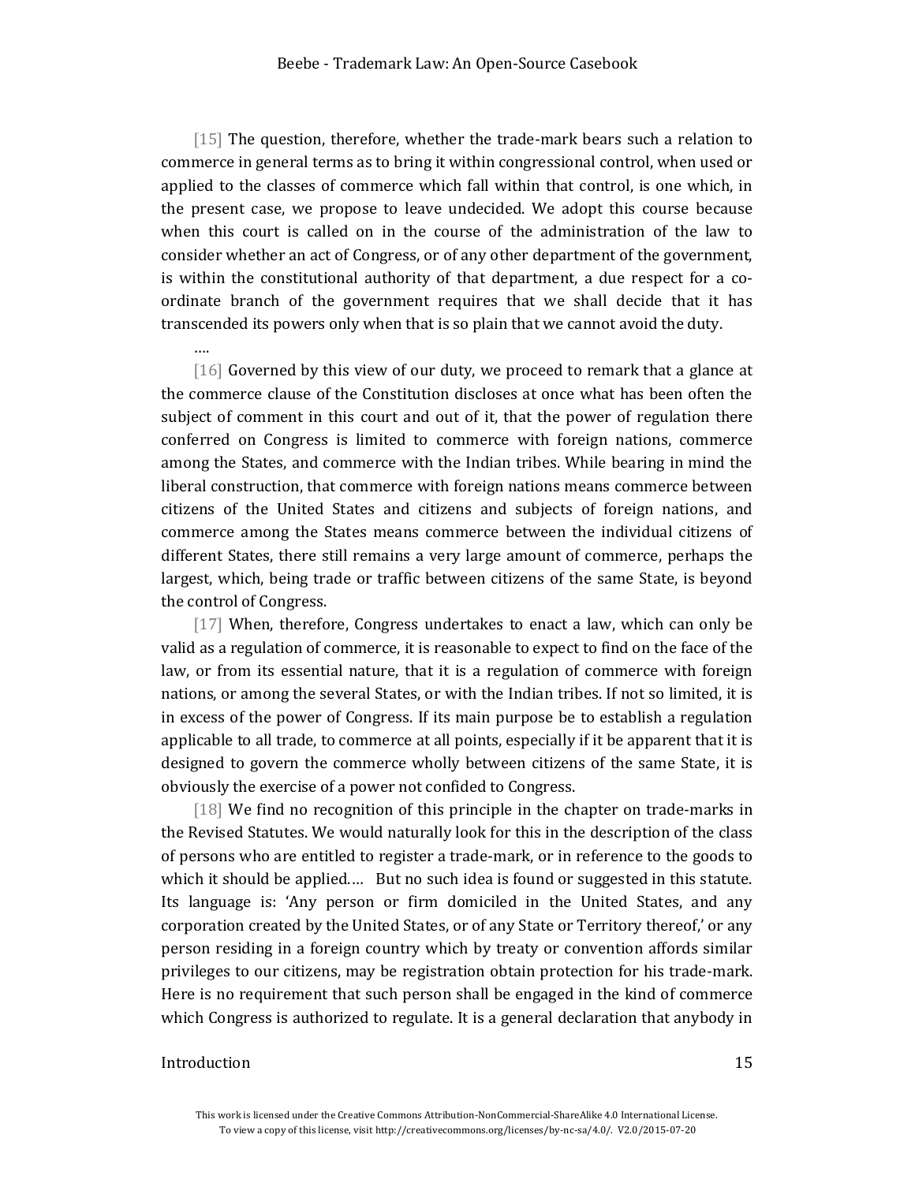[15] The question, therefore, whether the trade-mark bears such a relation to commerce in general terms as to bring it within congressional control, when used or applied to the classes of commerce which fall within that control, is one which, in the present case, we propose to leave undecided. We adopt this course because when this court is called on in the course of the administration of the law to consider whether an act of Congress, or of any other department of the government, is within the constitutional authority of that department, a due respect for a co-ordinate branch of the government requires that we shall decide that it has transcended its powers only when that is so plain that we cannot avoid the duty.

….

[16] Governed by this view of our duty, we proceed to remark that a glance at the commerce clause of the Constitution discloses at once what has been often the subject of comment in this court and out of it, that the power of regulation there conferred on Congress is limited to commerce with foreign nations, commerce among the States, and commerce with the Indian tribes. While bearing in mind the liberal construction, that commerce with foreign nations means commerce between citizens of the United States and citizens and subjects of foreign nations, and commerce among the States means commerce between the individual citizens of different States, there still remains a very large amount of commerce, perhaps the largest, which, being trade or traffic between citizens of the same State, is beyond the control of Congress.

[17] When, therefore, Congress undertakes to enact a law, which can only be valid as a regulation of commerce, it is reasonable to expect to find on the face of the law, or from its essential nature, that it is a regulation of commerce with foreign nations, or among the several States, or with the Indian tribes. If not so limited, it is in excess of the power of Congress. If its main purpose be to establish a regulation applicable to all trade, to commerce at all points, especially if it be apparent that it is designed to govern the commerce wholly between citizens of the same State, it is obviously the exercise of a power not confided to Congress.

[18] We find no recognition of this principle in the chapter on trade-marks in the Revised Statutes. We would naturally look for this in the description of the class of persons who are entitled to register a trade-mark, or in reference to the goods to which it should be applied.… But no such idea is found or suggested in this statute. Its language is: 'Any person or firm domiciled in the United States, and any corporation created by the United States, or of any State or Territory thereof,' or any person residing in a foreign country which by treaty or convention affords similar privileges to our citizens, may be registration obtain protection for his trade-mark. Here is no requirement that such person shall be engaged in the kind of commerce which Congress is authorized to regulate. It is a general declaration that anybody in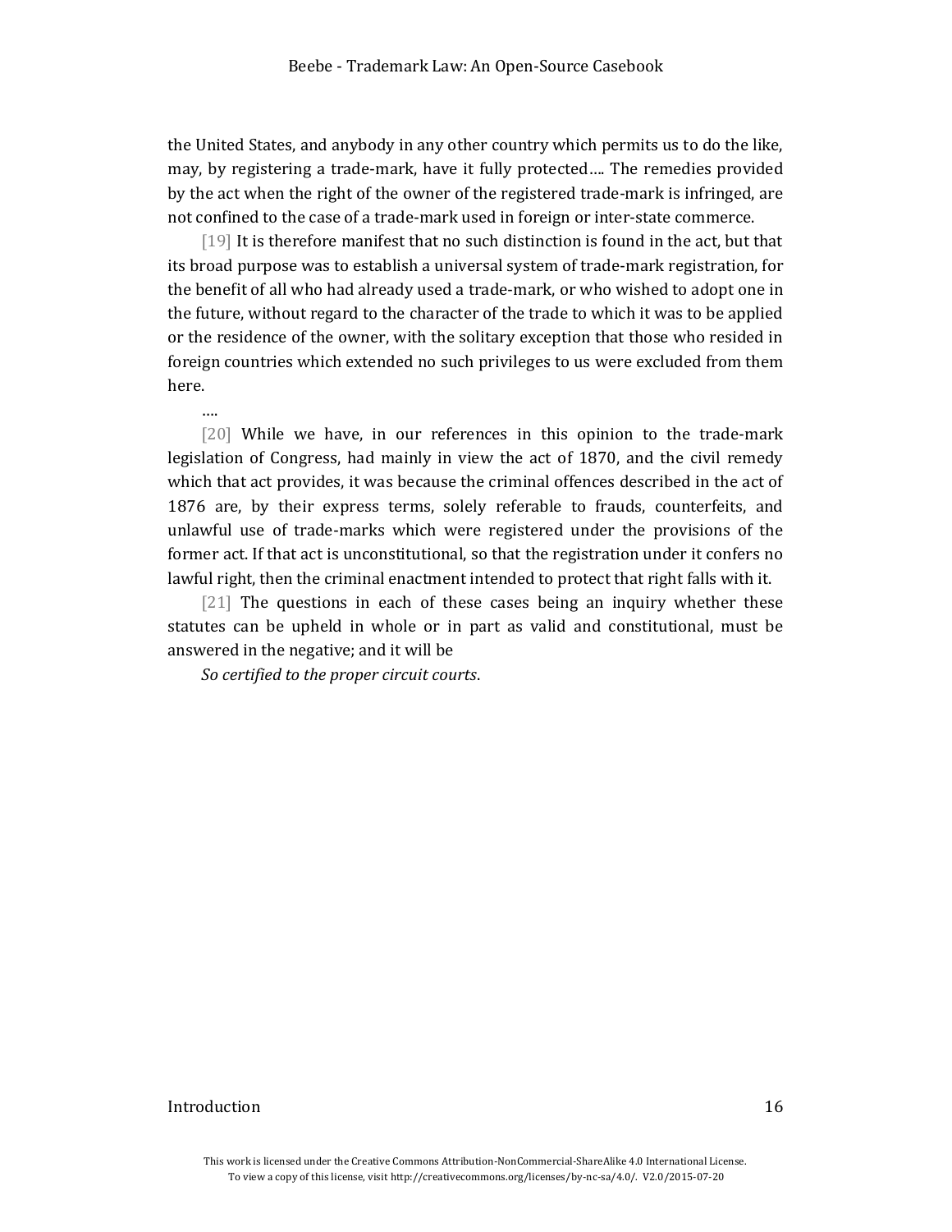the United States, and anybody in any other country which permits us to do the like, may, by registering a trade-mark, have it fully protected…. The remedies provided by the act when the right of the owner of the registered trade-mark is infringed, are not confined to the case of a trade-mark used in foreign or inter-state commerce.

[19] It is therefore manifest that no such distinction is found in the act, but that its broad purpose was to establish a universal system of trade-mark registration, for the benefit of all who had already used a trade-mark, or who wished to adopt one in the future, without regard to the character of the trade to which it was to be applied or the residence of the owner, with the solitary exception that those who resided in foreign countries which extended no such privileges to us were excluded from them here.

….

[20] While we have, in our references in this opinion to the trade-mark legislation of Congress, had mainly in view the act of 1870, and the civil remedy which that act provides, it was because the criminal offences described in the act of 1876 are, by their express terms, solely referable to frauds, counterfeits, and unlawful use of trade-marks which were registered under the provisions of the former act. If that act is unconstitutional, so that the registration under it confers no lawful right, then the criminal enactment intended to protect that right falls with it.

[21] The questions in each of these cases being an inquiry whether these statutes can be upheld in whole or in part as valid and constitutional, must be answered in the negative; and it will be

*So certified to the proper circuit courts*.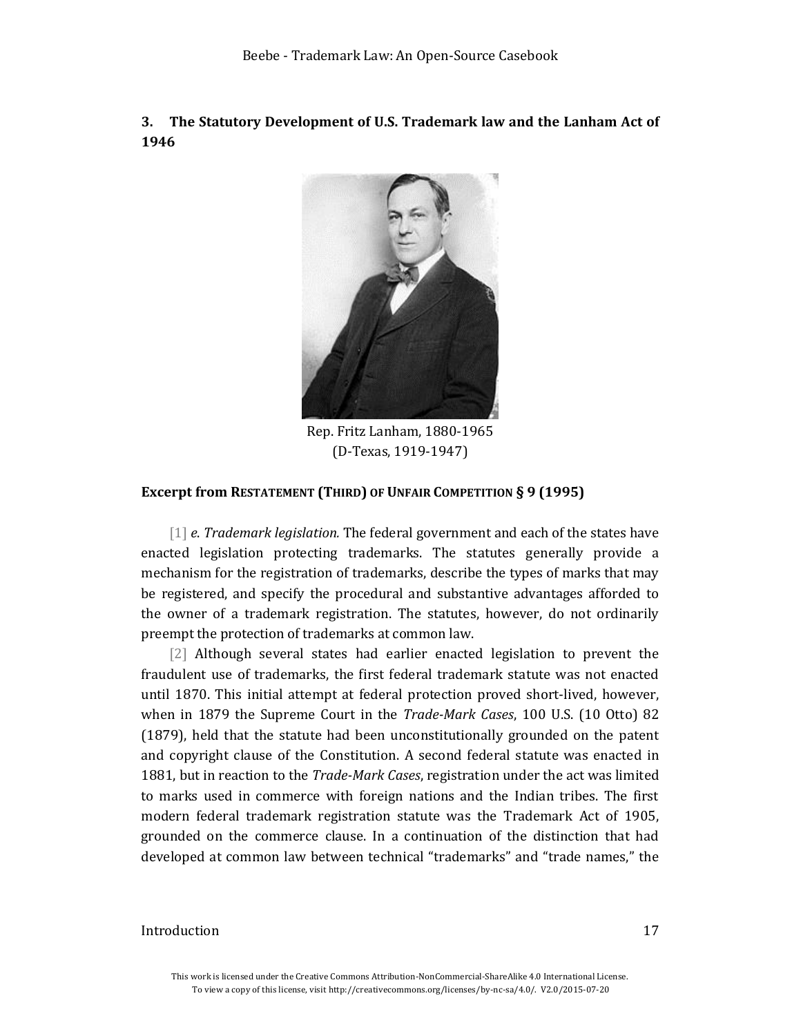## 3. The Statutory Development of U.S. Trademark law and the Lanham Act of 1946

Rep. Fritz Lanham, 1880-1965
(D-Texas, 1919-1947)

### Excerpt from RESTATEMENT (THIRD) OF UNFAIR COMPETITION § 9 (1995)

[1] *e. Trademark legislation.* The federal government and each of the states have enacted legislation protecting trademarks. The statutes generally provide a mechanism for the registration of trademarks, describe the types of marks that may be registered, and specify the procedural and substantive advantages afforded to the owner of a trademark registration. The statutes, however, do not ordinarily preempt the protection of trademarks at common law.

[2] Although several states had earlier enacted legislation to prevent the fraudulent use of trademarks, the first federal trademark statute was not enacted until 1870. This initial attempt at federal protection proved short-lived, however, when in 1879 the Supreme Court in the *Trade-Mark Cases*, 100 U.S. (10 Otto) 82 (1879), held that the statute had been unconstitutionally grounded on the patent and copyright clause of the Constitution. A second federal statute was enacted in 1881, but in reaction to the *Trade-Mark Cases*, registration under the act was limited to marks used in commerce with foreign nations and the Indian tribes. The first modern federal trademark registration statute was the Trademark Act of 1905, grounded on the commerce clause. In a continuation of the distinction that had developed at common law between technical "trademarks" and "trade names," the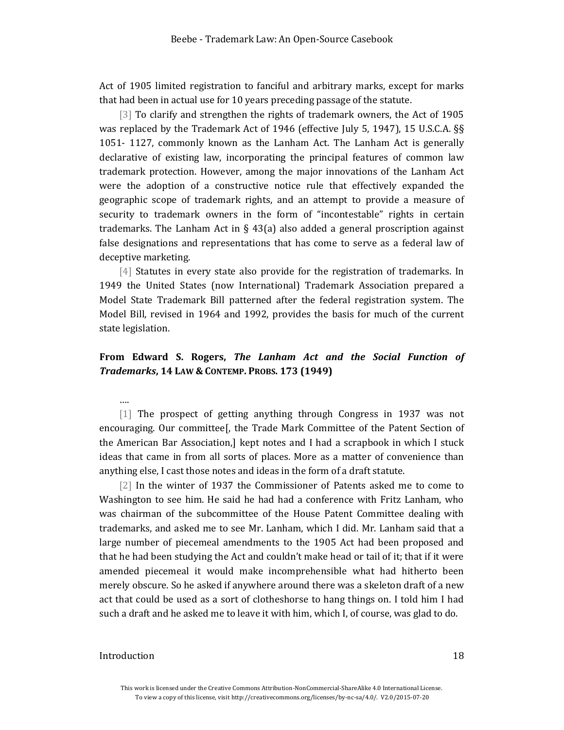Act of 1905 limited registration to fanciful and arbitrary marks, except for marks that had been in actual use for 10 years preceding passage of the statute.

[3] To clarify and strengthen the rights of trademark owners, the Act of 1905 was replaced by the Trademark Act of 1946 (effective July 5, 1947), 15 U.S.C.A. §§ 1051- 1127, commonly known as the Lanham Act. The Lanham Act is generally declarative of existing law, incorporating the principal features of common law trademark protection. However, among the major innovations of the Lanham Act were the adoption of a constructive notice rule that effectively expanded the geographic scope of trademark rights, and an attempt to provide a measure of security to trademark owners in the form of "incontestable" rights in certain trademarks. The Lanham Act in § 43(a) also added a general proscription against false designations and representations that has come to serve as a federal law of deceptive marketing.

[4] Statutes in every state also provide for the registration of trademarks. In 1949 the United States (now International) Trademark Association prepared a Model State Trademark Bill patterned after the federal registration system. The Model Bill, revised in 1964 and 1992, provides the basis for much of the current state legislation.

### From Edward S. Rogers, *The Lanham Act and the Social Function of Trademarks*, 14 LAW & CONTEMP. PROBS. 173 (1949)

….

[1] The prospect of getting anything through Congress in 1937 was not encouraging. Our committee[, the Trade Mark Committee of the Patent Section of the American Bar Association,] kept notes and I had a scrapbook in which I stuck ideas that came in from all sorts of places. More as a matter of convenience than anything else, I cast those notes and ideas in the form of a draft statute.

[2] In the winter of 1937 the Commissioner of Patents asked me to come to Washington to see him. He said he had had a conference with Fritz Lanham, who was chairman of the subcommittee of the House Patent Committee dealing with trademarks, and asked me to see Mr. Lanham, which I did. Mr. Lanham said that a large number of piecemeal amendments to the 1905 Act had been proposed and that he had been studying the Act and couldn't make head or tail of it; that if it were amended piecemeal it would make incomprehensible what had hitherto been merely obscure. So he asked if anywhere around there was a skeleton draft of a new act that could be used as a sort of clotheshorse to hang things on. I told him I had such a draft and he asked me to leave it with him, which I, of course, was glad to do.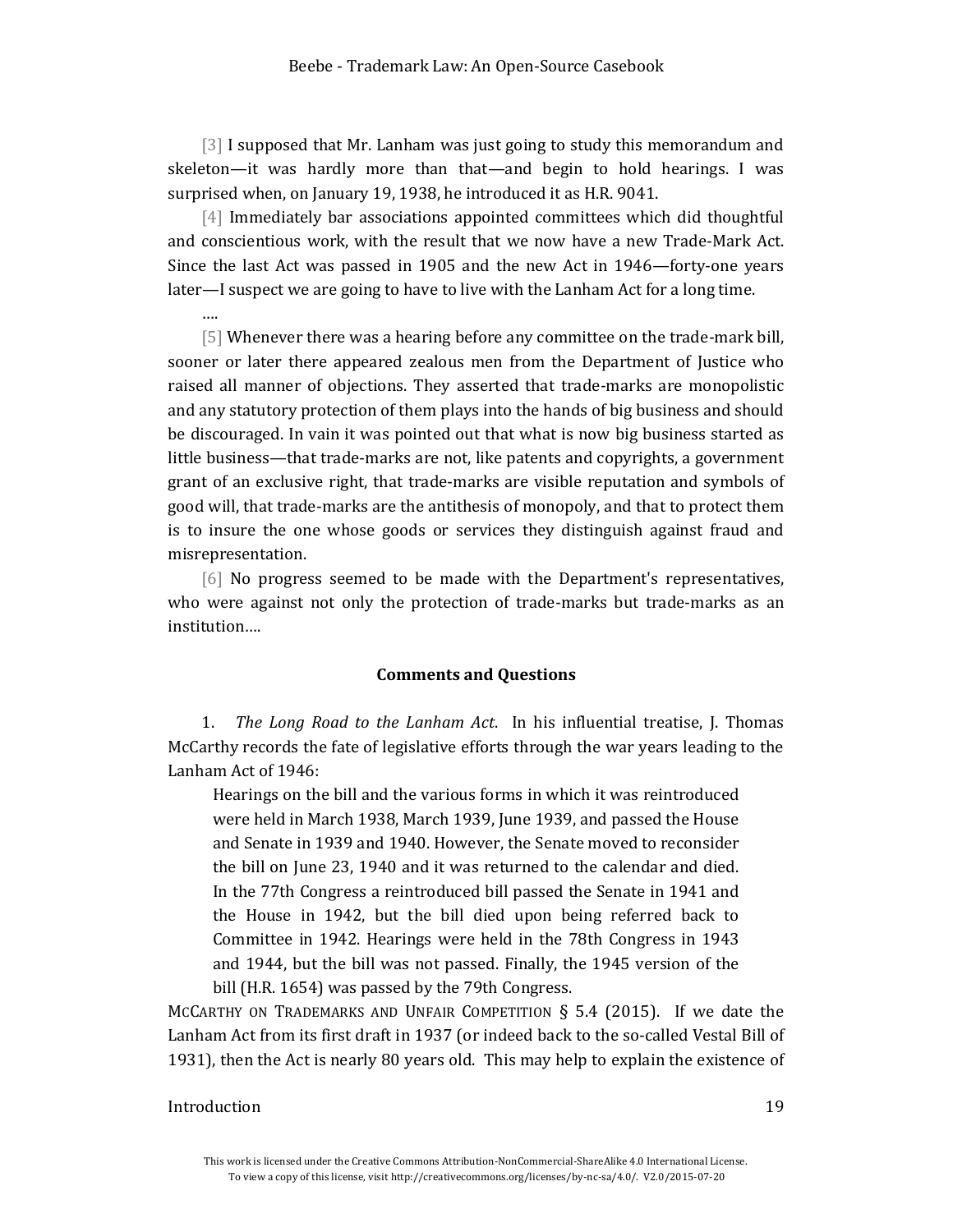[3] I supposed that Mr. Lanham was just going to study this memorandum and skeleton—it was hardly more than that—and begin to hold hearings. I was surprised when, on January 19, 1938, he introduced it as H.R. 9041.

[4] Immediately bar associations appointed committees which did thoughtful and conscientious work, with the result that we now have a new Trade-Mark Act. Since the last Act was passed in 1905 and the new Act in 1946—forty-one years later—I suspect we are going to have to live with the Lanham Act for a long time.

....

[5] Whenever there was a hearing before any committee on the trade-mark bill, sooner or later there appeared zealous men from the Department of Justice who raised all manner of objections. They asserted that trade-marks are monopolistic and any statutory protection of them plays into the hands of big business and should be discouraged. In vain it was pointed out that what is now big business started as little business—that trade-marks are not, like patents and copyrights, a government grant of an exclusive right, that trade-marks are visible reputation and symbols of good will, that trade-marks are the antithesis of monopoly, and that to protect them is to insure the one whose goods or services they distinguish against fraud and misrepresentation.

[6] No progress seemed to be made with the Department's representatives, who were against not only the protection of trade-marks but trade-marks as an institution....

### Comments and Questions

1. *The Long Road to the Lanham Act*. In his influential treatise, J. Thomas McCarthy records the fate of legislative efforts through the war years leading to the Lanham Act of 1946:

> Hearings on the bill and the various forms in which it was reintroduced were held in March 1938, March 1939, June 1939, and passed the House and Senate in 1939 and 1940. However, the Senate moved to reconsider the bill on June 23, 1940 and it was returned to the calendar and died. In the 77th Congress a reintroduced bill passed the Senate in 1941 and the House in 1942, but the bill died upon being referred back to Committee in 1942. Hearings were held in the 78th Congress in 1943 and 1944, but the bill was not passed. Finally, the 1945 version of the bill (H.R. 1654) was passed by the 79th Congress.

McCARTHY ON TRADEMARKS AND UNFAIR COMPETITION § 5.4 (2015). If we date the Lanham Act from its first draft in 1937 (or indeed back to the so-called Vestal Bill of 1931), then the Act is nearly 80 years old. This may help to explain the existence of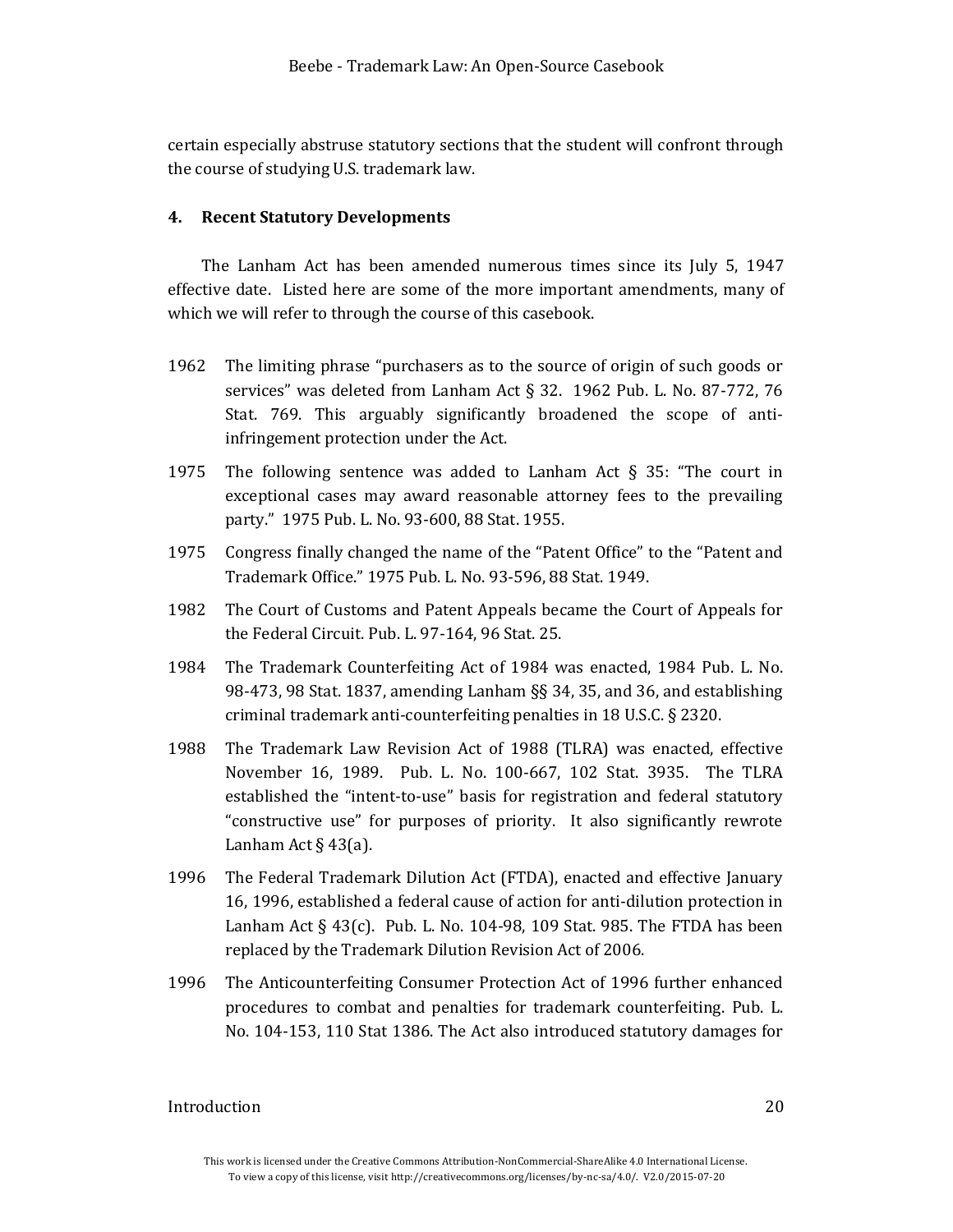certain especially abstruse statutory sections that the student will confront through the course of studying U.S. trademark law.

### 4. Recent Statutory Developments

The Lanham Act has been amended numerous times since its July 5, 1947 effective date. Listed here are some of the more important amendments, many of which we will refer to through the course of this casebook.

1962 The limiting phrase "purchasers as to the source of origin of such goods or services" was deleted from Lanham Act § 32. 1962 Pub. L. No. 87-772, 76 Stat. 769. This arguably significantly broadened the scope of anti-infringement protection under the Act.

1975 The following sentence was added to Lanham Act § 35: "The court in exceptional cases may award reasonable attorney fees to the prevailing party." 1975 Pub. L. No. 93-600, 88 Stat. 1955.

1975 Congress finally changed the name of the "Patent Office" to the "Patent and Trademark Office." 1975 Pub. L. No. 93-596, 88 Stat. 1949.

1982 The Court of Customs and Patent Appeals became the Court of Appeals for the Federal Circuit. Pub. L. 97-164, 96 Stat. 25.

1984 The Trademark Counterfeiting Act of 1984 was enacted, 1984 Pub. L. No. 98-473, 98 Stat. 1837, amending Lanham §§ 34, 35, and 36, and establishing criminal trademark anti-counterfeiting penalties in 18 U.S.C. § 2320.

1988 The Trademark Law Revision Act of 1988 (TLRA) was enacted, effective November 16, 1989. Pub. L. No. 100-667, 102 Stat. 3935. The TLRA established the "intent-to-use" basis for registration and federal statutory "constructive use" for purposes of priority. It also significantly rewrote Lanham Act § 43(a).

1996 The Federal Trademark Dilution Act (FTDA), enacted and effective January 16, 1996, established a federal cause of action for anti-dilution protection in Lanham Act § 43(c). Pub. L. No. 104-98, 109 Stat. 985. The FTDA has been replaced by the Trademark Dilution Revision Act of 2006.

1996 The Anticounterfeiting Consumer Protection Act of 1996 further enhanced procedures to combat and penalties for trademark counterfeiting. Pub. L. No. 104-153, 110 Stat 1386. The Act also introduced statutory damages for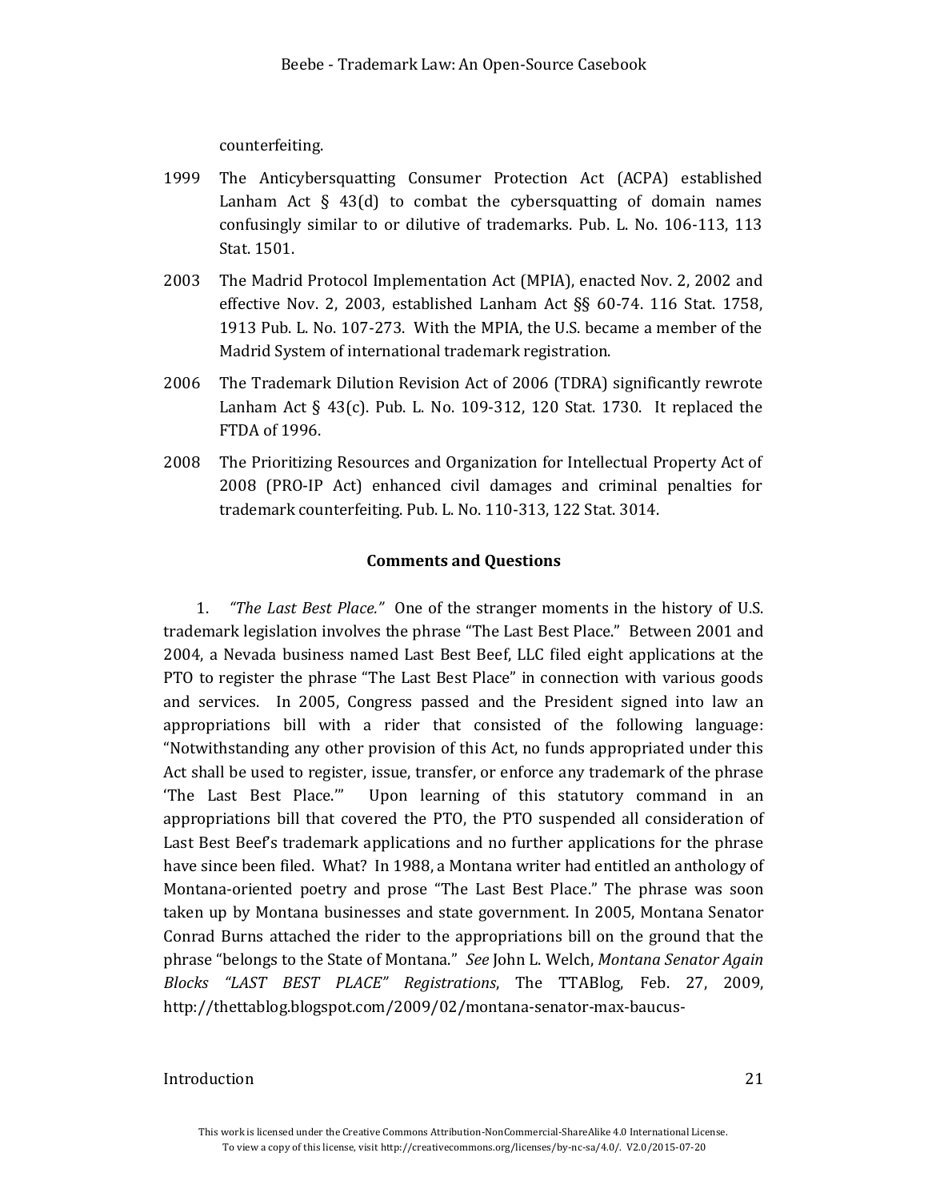counterfeiting.

1999 The Anticybersquatting Consumer Protection Act (ACPA) established Lanham Act § 43(d) to combat the cybersquatting of domain names confusingly similar to or dilutive of trademarks. Pub. L. No. 106-113, 113 Stat. 1501.

2003 The Madrid Protocol Implementation Act (MPIA), enacted Nov. 2, 2002 and effective Nov. 2, 2003, established Lanham Act §§ 60-74. 116 Stat. 1758, 1913 Pub. L. No. 107-273. With the MPIA, the U.S. became a member of the Madrid System of international trademark registration.

2006 The Trademark Dilution Revision Act of 2006 (TDRA) significantly rewrote Lanham Act § 43(c). Pub. L. No. 109-312, 120 Stat. 1730. It replaced the FTDA of 1996.

2008 The Prioritizing Resources and Organization for Intellectual Property Act of 2008 (PRO-IP Act) enhanced civil damages and criminal penalties for trademark counterfeiting. Pub. L. No. 110-313, 122 Stat. 3014.

### Comments and Questions

1. *"The Last Best Place."* One of the stranger moments in the history of U.S. trademark legislation involves the phrase "The Last Best Place." Between 2001 and 2004, a Nevada business named Last Best Beef, LLC filed eight applications at the PTO to register the phrase "The Last Best Place" in connection with various goods and services. In 2005, Congress passed and the President signed into law an appropriations bill with a rider that consisted of the following language: "Notwithstanding any other provision of this Act, no funds appropriated under this Act shall be used to register, issue, transfer, or enforce any trademark of the phrase 'The Last Best Place.'" Upon learning of this statutory command in an appropriations bill that covered the PTO, the PTO suspended all consideration of Last Best Beef's trademark applications and no further applications for the phrase have since been filed. What? In 1988, a Montana writer had entitled an anthology of Montana-oriented poetry and prose "The Last Best Place." The phrase was soon taken up by Montana businesses and state government. In 2005, Montana Senator Conrad Burns attached the rider to the appropriations bill on the ground that the phrase "belongs to the State of Montana." *See* John L. Welch, *Montana Senator Again Blocks "LAST BEST PLACE" Registrations*, The TTABlog, Feb. 27, 2009, http://thettablog.blogspot.com/2009/02/montana-senator-max-baucus-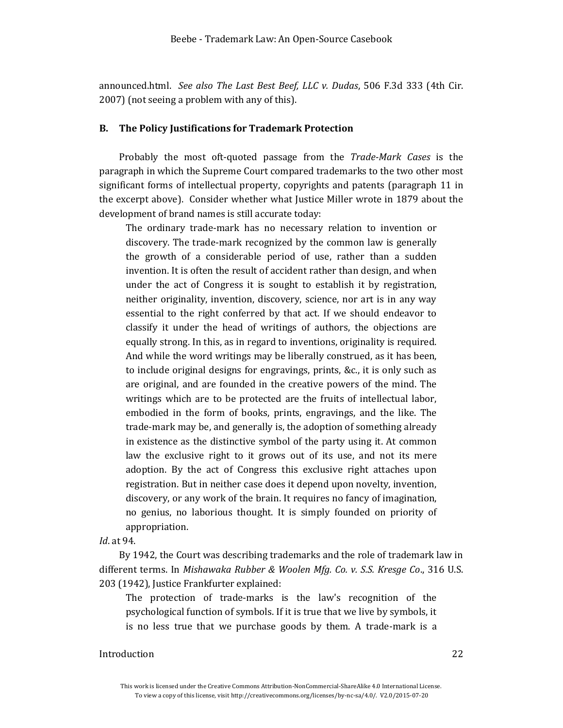announced.html. *See also The Last Best Beef, LLC v. Dudas*, 506 F.3d 333 (4th Cir. 2007) (not seeing a problem with any of this).

## B. The Policy Justifications for Trademark Protection

Probably the most oft-quoted passage from the *Trade-Mark Cases* is the paragraph in which the Supreme Court compared trademarks to the two other most significant forms of intellectual property, copyrights and patents (paragraph 11 in the excerpt above). Consider whether what Justice Miller wrote in 1879 about the development of brand names is still accurate today:

> The ordinary trade-mark has no necessary relation to invention or discovery. The trade-mark recognized by the common law is generally the growth of a considerable period of use, rather than a sudden invention. It is often the result of accident rather than design, and when under the act of Congress it is sought to establish it by registration, neither originality, invention, discovery, science, nor art is in any way essential to the right conferred by that act. If we should endeavor to classify it under the head of writings of authors, the objections are equally strong. In this, as in regard to inventions, originality is required. And while the word writings may be liberally construed, as it has been, to include original designs for engravings, prints, &c., it is only such as are original, and are founded in the creative powers of the mind. The writings which are to be protected are the fruits of intellectual labor, embodied in the form of books, prints, engravings, and the like. The trade-mark may be, and generally is, the adoption of something already in existence as the distinctive symbol of the party using it. At common law the exclusive right to it grows out of its use, and not its mere adoption. By the act of Congress this exclusive right attaches upon registration. But in neither case does it depend upon novelty, invention, discovery, or any work of the brain. It requires no fancy of imagination, no genius, no laborious thought. It is simply founded on priority of appropriation.

*Id.* at 94.

By 1942, the Court was describing trademarks and the role of trademark law in different terms. In *Mishawaka Rubber & Woolen Mfg. Co. v. S.S. Kresge Co*., 316 U.S. 203 (1942), Justice Frankfurter explained:

> The protection of trade-marks is the law's recognition of the psychological function of symbols. If it is true that we live by symbols, it is no less true that we purchase goods by them. A trade-mark is a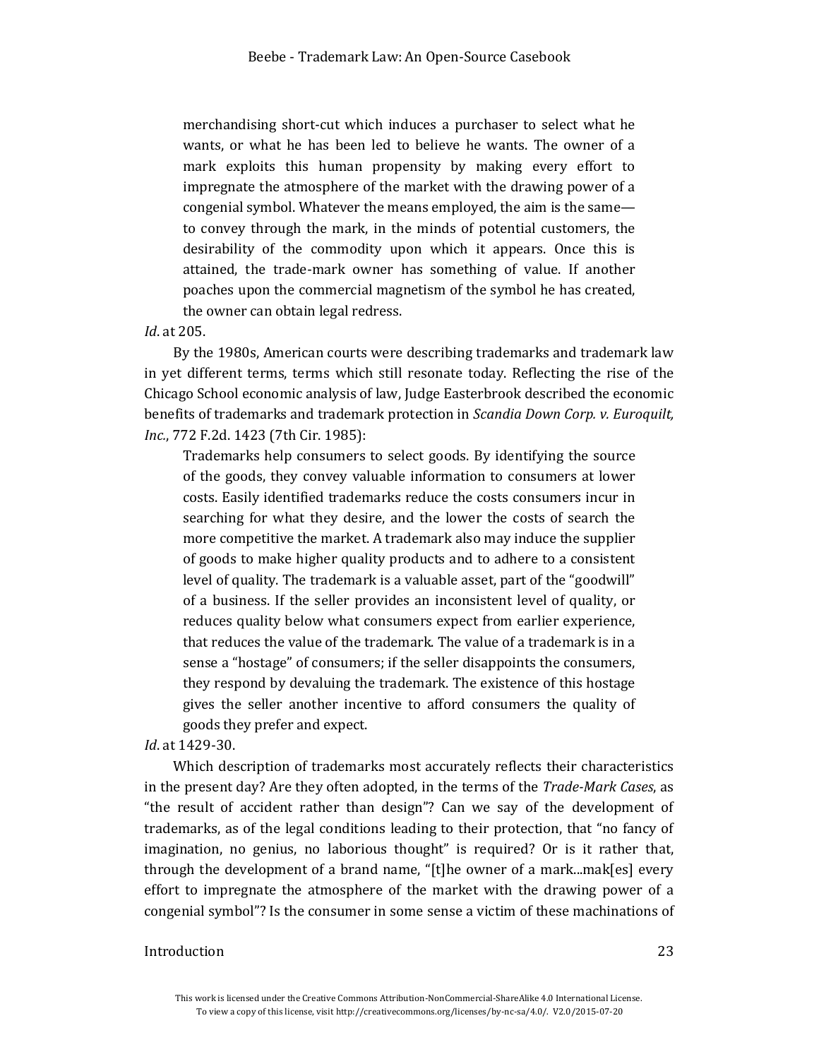> merchandising short-cut which induces a purchaser to select what he wants, or what he has been led to believe he wants. The owner of a mark exploits this human propensity by making every effort to impregnate the atmosphere of the market with the drawing power of a congenial symbol. Whatever the means employed, the aim is the same—to convey through the mark, in the minds of potential customers, the desirability of the commodity upon which it appears. Once this is attained, the trade-mark owner has something of value. If another poaches upon the commercial magnetism of the symbol he has created, the owner can obtain legal redress.

*Id.* at 205.

By the 1980s, American courts were describing trademarks and trademark law in yet different terms, terms which still resonate today. Reflecting the rise of the Chicago School economic analysis of law, Judge Easterbrook described the economic benefits of trademarks and trademark protection in *Scandia Down Corp. v. Euroquilt, Inc.*, 772 F.2d. 1423 (7th Cir. 1985):

> Trademarks help consumers to select goods. By identifying the source of the goods, they convey valuable information to consumers at lower costs. Easily identified trademarks reduce the costs consumers incur in searching for what they desire, and the lower the costs of search the more competitive the market. A trademark also may induce the supplier of goods to make higher quality products and to adhere to a consistent level of quality. The trademark is a valuable asset, part of the "goodwill" of a business. If the seller provides an inconsistent level of quality, or reduces quality below what consumers expect from earlier experience, that reduces the value of the trademark. The value of a trademark is in a sense a "hostage" of consumers; if the seller disappoints the consumers, they respond by devaluing the trademark. The existence of this hostage gives the seller another incentive to afford consumers the quality of goods they prefer and expect.

*Id.* at 1429-30.

Which description of trademarks most accurately reflects their characteristics in the present day? Are they often adopted, in the terms of the *Trade-Mark Cases*, as "the result of accident rather than design"? Can we say of the development of trademarks, as of the legal conditions leading to their protection, that "no fancy of imagination, no genius, no laborious thought" is required? Or is it rather that, through the development of a brand name, "[t]he owner of a mark...mak[es] every effort to impregnate the atmosphere of the market with the drawing power of a congenial symbol"? Is the consumer in some sense a victim of these machinations of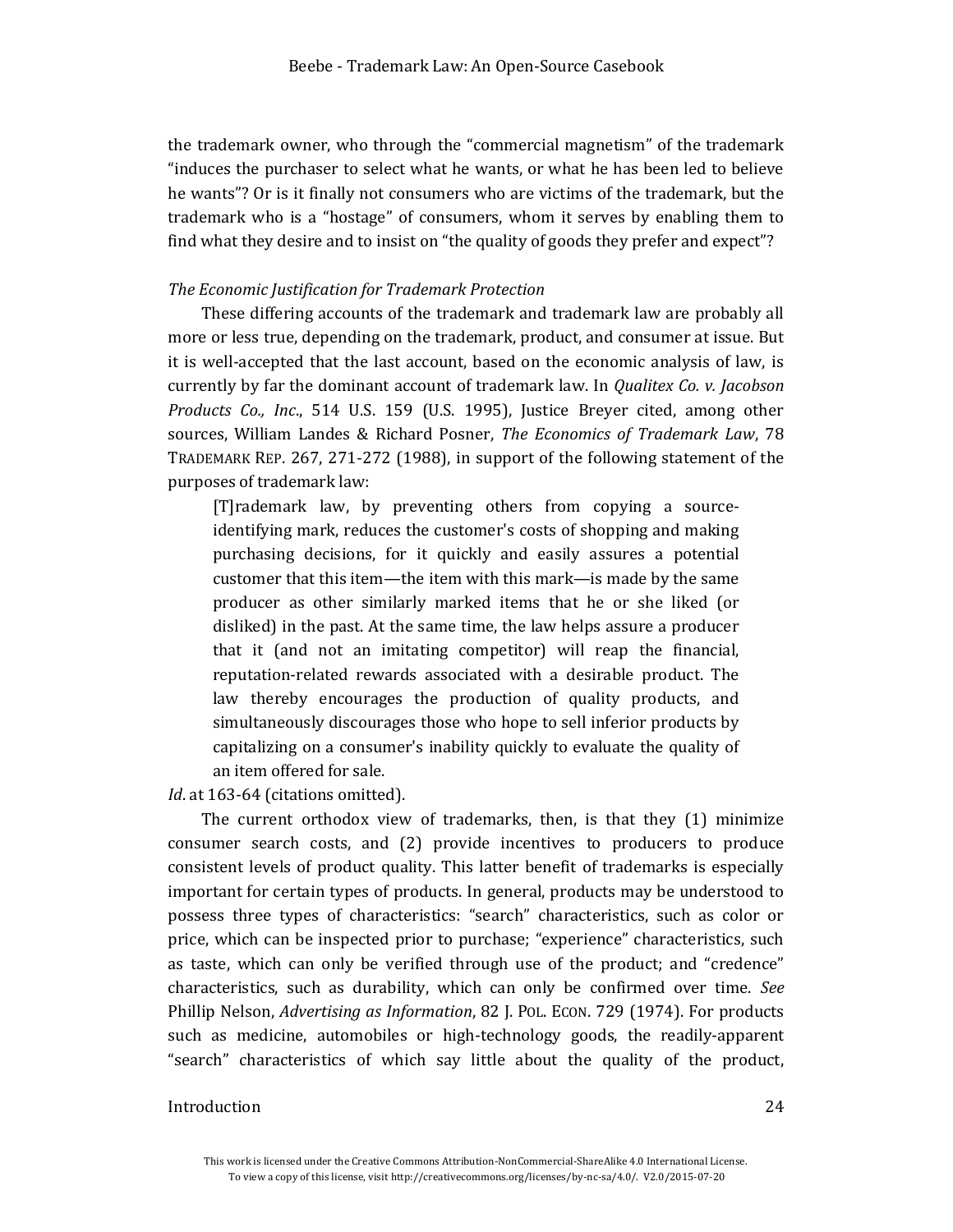the trademark owner, who through the "commercial magnetism" of the trademark "induces the purchaser to select what he wants, or what he has been led to believe he wants"? Or is it finally not consumers who are victims of the trademark, but the trademark who is a "hostage" of consumers, whom it serves by enabling them to find what they desire and to insist on "the quality of goods they prefer and expect"?

*The Economic Justification for Trademark Protection*

These differing accounts of the trademark and trademark law are probably all more or less true, depending on the trademark, product, and consumer at issue. But it is well-accepted that the last account, based on the economic analysis of law, is currently by far the dominant account of trademark law. In *Qualitex Co. v. Jacobson Products Co., Inc*., 514 U.S. 159 (U.S. 1995), Justice Breyer cited, among other sources, William Landes & Richard Posner, *The Economics of Trademark Law*, 78 TRADEMARK REP. 267, 271-272 (1988), in support of the following statement of the purposes of trademark law:

> [T]rademark law, by preventing others from copying a source-identifying mark, reduces the customer's costs of shopping and making purchasing decisions, for it quickly and easily assures a potential customer that this item—the item with this mark—is made by the same producer as other similarly marked items that he or she liked (or disliked) in the past. At the same time, the law helps assure a producer that it (and not an imitating competitor) will reap the financial, reputation-related rewards associated with a desirable product. The law thereby encourages the production of quality products, and simultaneously discourages those who hope to sell inferior products by capitalizing on a consumer's inability quickly to evaluate the quality of an item offered for sale.

*Id.* at 163-64 (citations omitted).

The current orthodox view of trademarks, then, is that they (1) minimize consumer search costs, and (2) provide incentives to producers to produce consistent levels of product quality. This latter benefit of trademarks is especially important for certain types of products. In general, products may be understood to possess three types of characteristics: "search" characteristics, such as color or price, which can be inspected prior to purchase; "experience" characteristics, such as taste, which can only be verified through use of the product; and "credence" characteristics, such as durability, which can only be confirmed over time. *See* Phillip Nelson, *Advertising as Information*, 82 J. POL. ECON. 729 (1974). For products such as medicine, automobiles or high-technology goods, the readily-apparent "search" characteristics of which say little about the quality of the product,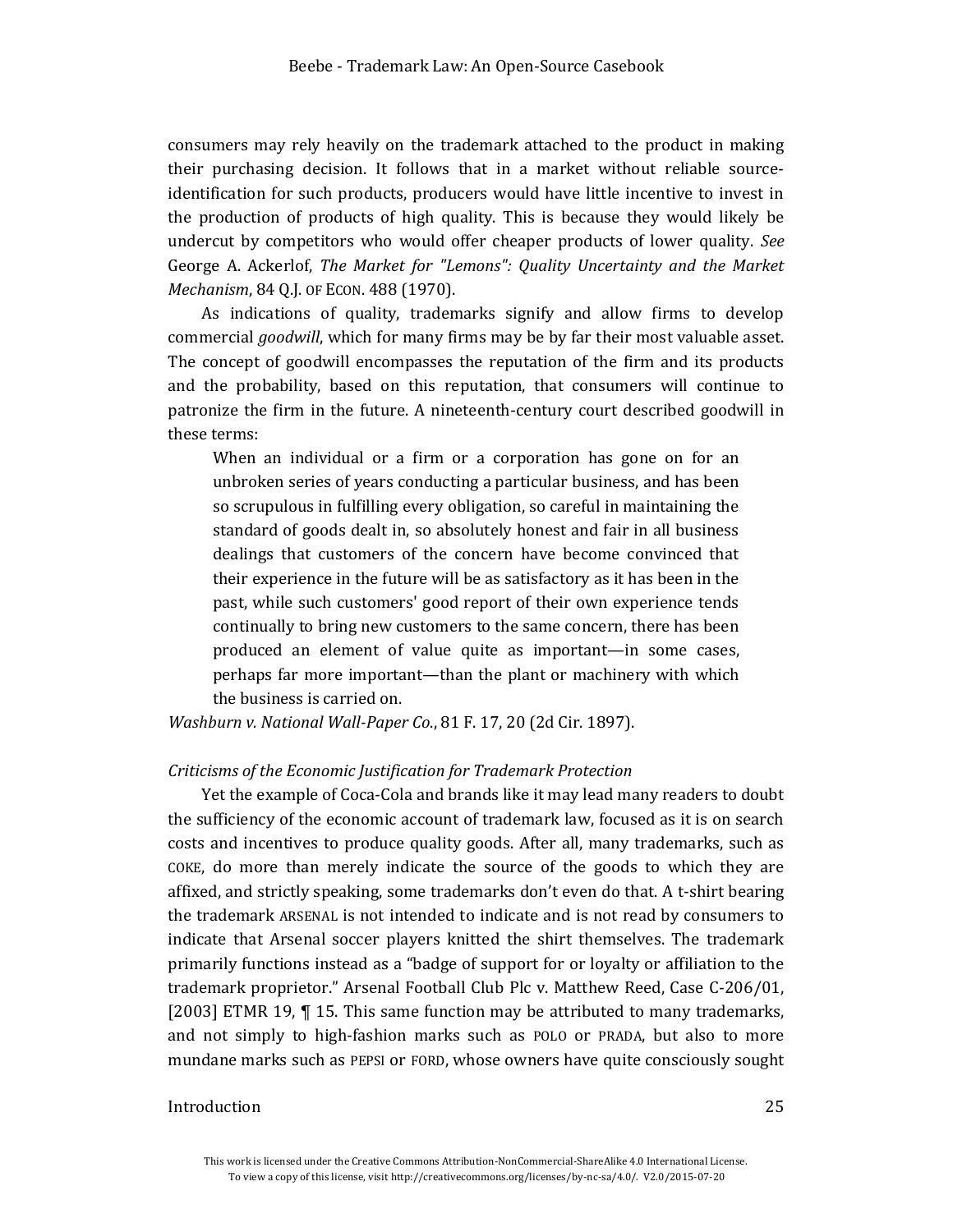consumers may rely heavily on the trademark attached to the product in making their purchasing decision. It follows that in a market without reliable source-identification for such products, producers would have little incentive to invest in the production of products of high quality. This is because they would likely be undercut by competitors who would offer cheaper products of lower quality. *See* George A. Ackerlof, *The Market for "Lemons": Quality Uncertainty and the Market Mechanism*, 84 Q.J. OF ECON. 488 (1970).

As indications of quality, trademarks signify and allow firms to develop commercial *goodwill*, which for many firms may be by far their most valuable asset. The concept of goodwill encompasses the reputation of the firm and its products and the probability, based on this reputation, that consumers will continue to patronize the firm in the future. A nineteenth-century court described goodwill in these terms:

> When an individual or a firm or a corporation has gone on for an unbroken series of years conducting a particular business, and has been so scrupulous in fulfilling every obligation, so careful in maintaining the standard of goods dealt in, so absolutely honest and fair in all business dealings that customers of the concern have become convinced that their experience in the future will be as satisfactory as it has been in the past, while such customers' good report of their own experience tends continually to bring new customers to the same concern, there has been produced an element of value quite as important—in some cases, perhaps far more important—than the plant or machinery with which the business is carried on.

*Washburn v. National Wall-Paper Co.*, 81 F. 17, 20 (2d Cir. 1897).

*Criticisms of the Economic Justification for Trademark Protection*

Yet the example of Coca-Cola and brands like it may lead many readers to doubt the sufficiency of the economic account of trademark law, focused as it is on search costs and incentives to produce quality goods. After all, many trademarks, such as COKE, do more than merely indicate the source of the goods to which they are affixed, and strictly speaking, some trademarks don't even do that. A t-shirt bearing the trademark ARSENAL is not intended to indicate and is not read by consumers to indicate that Arsenal soccer players knitted the shirt themselves. The trademark primarily functions instead as a "badge of support for or loyalty or affiliation to the trademark proprietor." Arsenal Football Club Plc v. Matthew Reed, Case C-206/01, [2003] ETMR 19, ¶ 15. This same function may be attributed to many trademarks, and not simply to high-fashion marks such as POLO or PRADA, but also to more mundane marks such as PEPSI or FORD, whose owners have quite consciously sought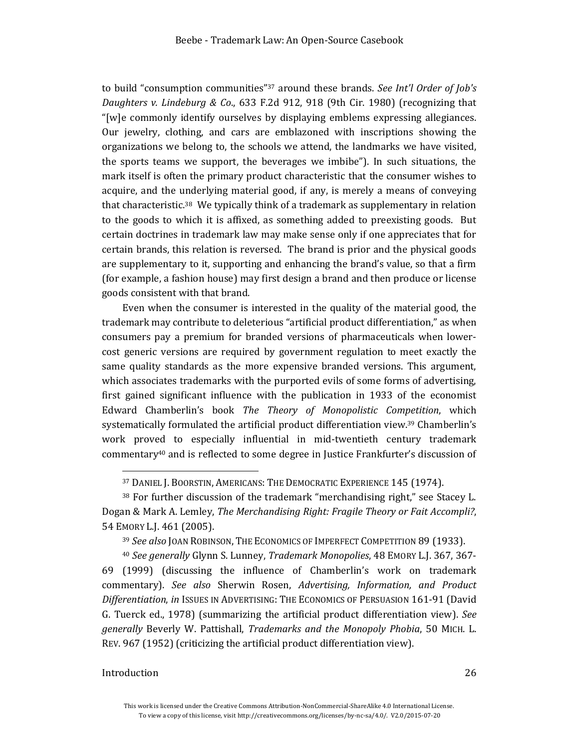to build "consumption communities"[37] around these brands. *See Int'l Order of Job's Daughters v. Lindeburg & Co*., 633 F.2d 912, 918 (9th Cir. 1980) (recognizing that "[w]e commonly identify ourselves by displaying emblems expressing allegiances. Our jewelry, clothing, and cars are emblazoned with inscriptions showing the organizations we belong to, the schools we attend, the landmarks we have visited, the sports teams we support, the beverages we imbibe"). In such situations, the mark itself is often the primary product characteristic that the consumer wishes to acquire, and the underlying material good, if any, is merely a means of conveying that characteristic.[38] We typically think of a trademark as supplementary in relation to the goods to which it is affixed, as something added to preexisting goods. But certain doctrines in trademark law may make sense only if one appreciates that for certain brands, this relation is reversed. The brand is prior and the physical goods are supplementary to it, supporting and enhancing the brand's value, so that a firm (for example, a fashion house) may first design a brand and then produce or license goods consistent with that brand.

Even when the consumer is interested in the quality of the material good, the trademark may contribute to deleterious "artificial product differentiation," as when consumers pay a premium for branded versions of pharmaceuticals when lower-cost generic versions are required by government regulation to meet exactly the same quality standards as the more expensive branded versions. This argument, which associates trademarks with the purported evils of some forms of advertising, first gained significant influence with the publication in 1933 of the economist Edward Chamberlin's book *The Theory of Monopolistic Competition*, which systematically formulated the artificial product differentiation view.[39] Chamberlin's work proved to especially influential in mid-twentieth century trademark commentary[40] and is reflected to some degree in Justice Frankfurter's discussion of

---

[37] DANIEL J. BOORSTIN, AMERICANS: THE DEMOCRATIC EXPERIENCE 145 (1974).

[38] For further discussion of the trademark "merchandising right," see Stacey L. Dogan & Mark A. Lemley, *The Merchandising Right: Fragile Theory or Fait Accompli?*, 54 EMORY L.J. 461 (2005).

[39] *See also* JOAN ROBINSON, THE ECONOMICS OF IMPERFECT COMPETITION 89 (1933).

[40] *See generally* Glynn S. Lunney, *Trademark Monopolies*, 48 EMORY L.J. 367, 367-69 (1999) (discussing the influence of Chamberlin's work on trademark commentary). *See also* Sherwin Rosen, *Advertising, Information, and Product Differentiation*, *in* ISSUES IN ADVERTISING: THE ECONOMICS OF PERSUASION 161-91 (David G. Tuerck ed., 1978) (summarizing the artificial product differentiation view). *See generally* Beverly W. Pattishall, *Trademarks and the Monopoly Phobia*, 50 MICH. L. REV. 967 (1952) (criticizing the artificial product differentiation view).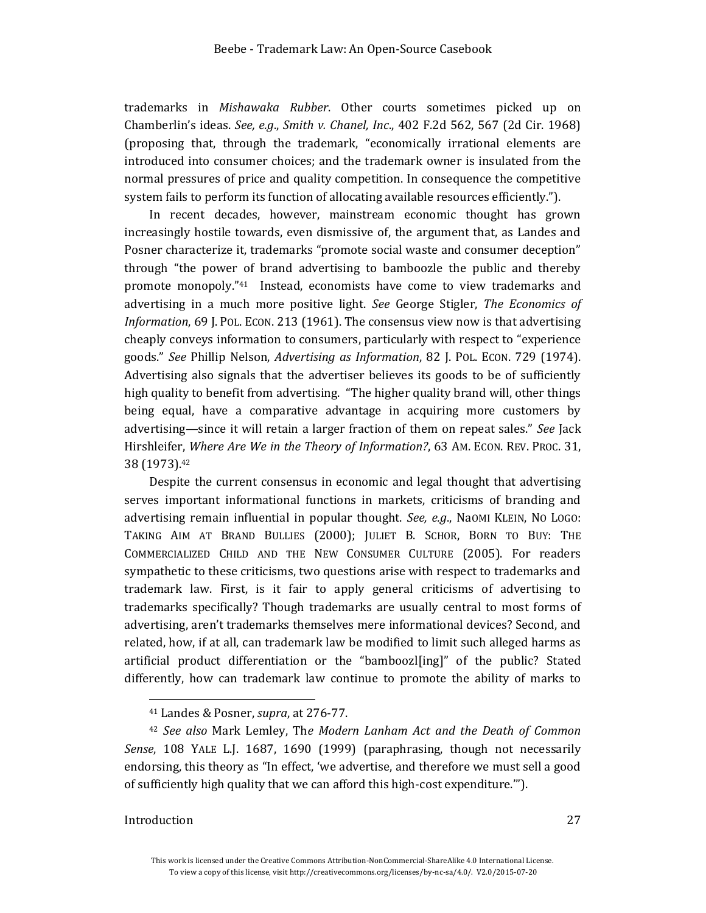trademarks in *Mishawaka Rubber*. Other courts sometimes picked up on Chamberlin's ideas. *See, e.g.*, *Smith v. Chanel, Inc.*, 402 F.2d 562, 567 (2d Cir. 1968) (proposing that, through the trademark, "economically irrational elements are introduced into consumer choices; and the trademark owner is insulated from the normal pressures of price and quality competition. In consequence the competitive system fails to perform its function of allocating available resources efficiently.").

In recent decades, however, mainstream economic thought has grown increasingly hostile towards, even dismissive of, the argument that, as Landes and Posner characterize it, trademarks "promote social waste and consumer deception" through "the power of brand advertising to bamboozle the public and thereby promote monopoly."[41] Instead, economists have come to view trademarks and advertising in a much more positive light. *See* George Stigler, *The Economics of Information*, 69 J. POL. ECON. 213 (1961). The consensus view now is that advertising cheaply conveys information to consumers, particularly with respect to "experience goods." *See* Phillip Nelson, *Advertising as Information*, 82 J. POL. ECON. 729 (1974). Advertising also signals that the advertiser believes its goods to be of sufficiently high quality to benefit from advertising. "The higher quality brand will, other things being equal, have a comparative advantage in acquiring more customers by advertising—since it will retain a larger fraction of them on repeat sales." *See* Jack Hirshleifer, *Where Are We in the Theory of Information?*, 63 AM. ECON. REV. PROC. 31, 38 (1973).[42]

Despite the current consensus in economic and legal thought that advertising serves important informational functions in markets, criticisms of branding and advertising remain influential in popular thought. *See, e.g.*, NAOMI KLEIN, NO LOGO: TAKING AIM AT BRAND BULLIES (2000); JULIET B. SCHOR, BORN TO BUY: THE COMMERCIALIZED CHILD AND THE NEW CONSUMER CULTURE (2005). For readers sympathetic to these criticisms, two questions arise with respect to trademarks and trademark law. First, is it fair to apply general criticisms of advertising to trademarks specifically? Though trademarks are usually central to most forms of advertising, aren't trademarks themselves mere informational devices? Second, and related, how, if at all, can trademark law be modified to limit such alleged harms as artificial product differentiation or the "bamboozl[ing]" of the public? Stated differently, how can trademark law continue to promote the ability of marks to

---

[41] Landes & Posner, *supra*, at 276-77.

[42] *See also* Mark Lemley, *The Modern Lanham Act and the Death of Common Sense*, 108 YALE L.J. 1687, 1690 (1999) (paraphrasing, though not necessarily endorsing, this theory as "In effect, 'we advertise, and therefore we must sell a good of sufficiently high quality that we can afford this high-cost expenditure.'").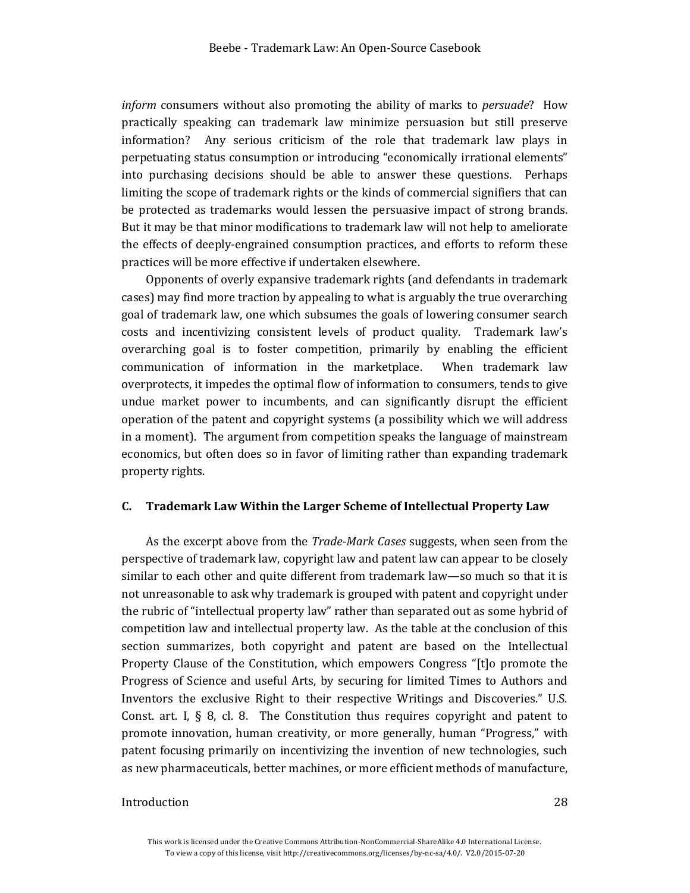*inform* consumers without also promoting the ability of marks to *persuade*? How practically speaking can trademark law minimize persuasion but still preserve information? Any serious criticism of the role that trademark law plays in perpetuating status consumption or introducing "economically irrational elements" into purchasing decisions should be able to answer these questions. Perhaps limiting the scope of trademark rights or the kinds of commercial signifiers that can be protected as trademarks would lessen the persuasive impact of strong brands. But it may be that minor modifications to trademark law will not help to ameliorate the effects of deeply-engrained consumption practices, and efforts to reform these practices will be more effective if undertaken elsewhere.

Opponents of overly expansive trademark rights (and defendants in trademark cases) may find more traction by appealing to what is arguably the true overarching goal of trademark law, one which subsumes the goals of lowering consumer search costs and incentivizing consistent levels of product quality. Trademark law's overarching goal is to foster competition, primarily by enabling the efficient communication of information in the marketplace. When trademark law overprotects, it impedes the optimal flow of information to consumers, tends to give undue market power to incumbents, and can significantly disrupt the efficient operation of the patent and copyright systems (a possibility which we will address in a moment). The argument from competition speaks the language of mainstream economics, but often does so in favor of limiting rather than expanding trademark property rights.

## C. Trademark Law Within the Larger Scheme of Intellectual Property Law

As the excerpt above from the *Trade-Mark Cases* suggests, when seen from the perspective of trademark law, copyright law and patent law can appear to be closely similar to each other and quite different from trademark law—so much so that it is not unreasonable to ask why trademark is grouped with patent and copyright under the rubric of "intellectual property law" rather than separated out as some hybrid of competition law and intellectual property law. As the table at the conclusion of this section summarizes, both copyright and patent are based on the Intellectual Property Clause of the Constitution, which empowers Congress "[t]o promote the Progress of Science and useful Arts, by securing for limited Times to Authors and Inventors the exclusive Right to their respective Writings and Discoveries." U.S. Const. art. I, § 8, cl. 8. The Constitution thus requires copyright and patent to promote innovation, human creativity, or more generally, human "Progress," with patent focusing primarily on incentivizing the invention of new technologies, such as new pharmaceuticals, better machines, or more efficient methods of manufacture,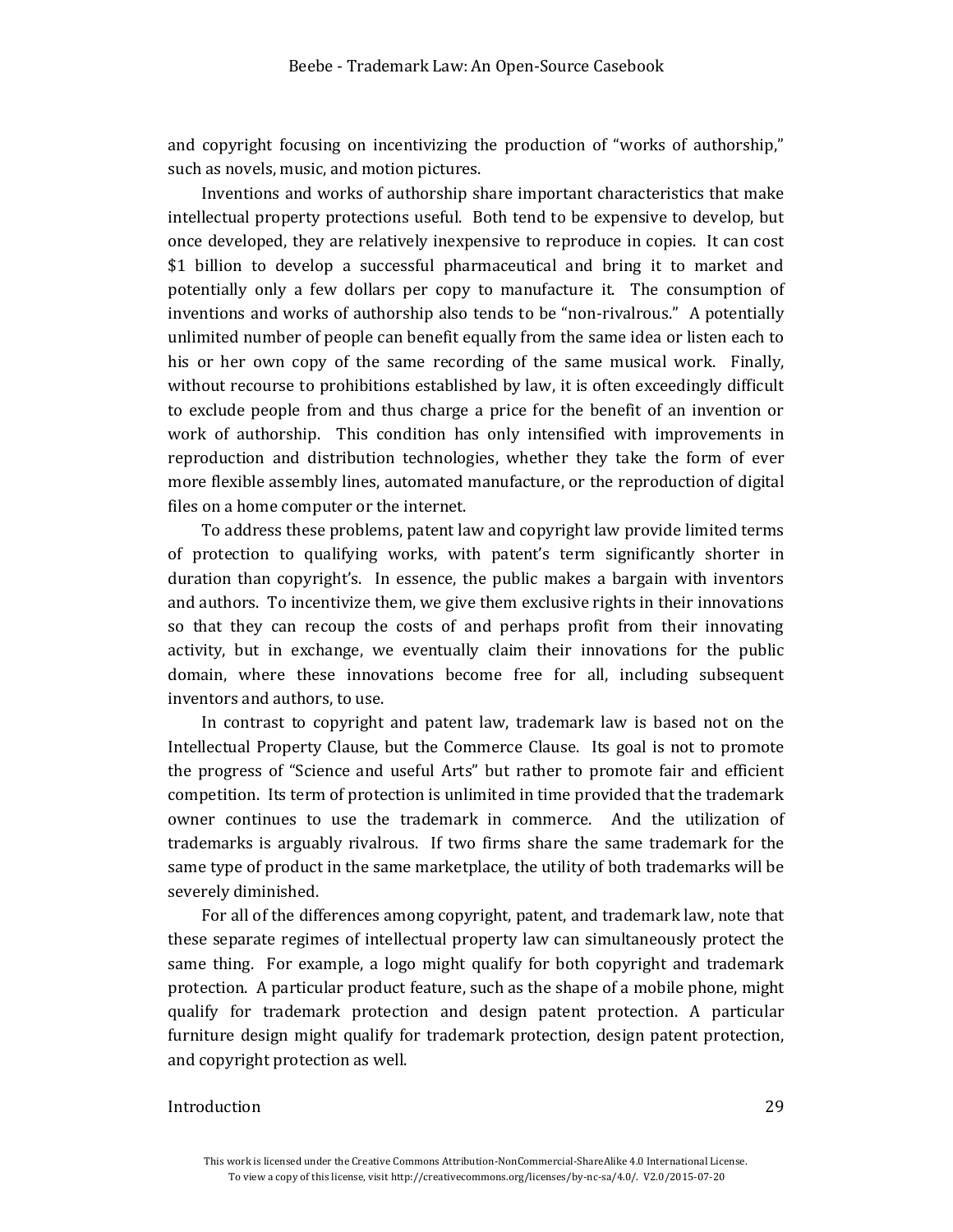and copyright focusing on incentivizing the production of "works of authorship," such as novels, music, and motion pictures.

Inventions and works of authorship share important characteristics that make intellectual property protections useful. Both tend to be expensive to develop, but once developed, they are relatively inexpensive to reproduce in copies. It can cost $1 billion to develop a successful pharmaceutical and bring it to market and potentially only a few dollars per copy to manufacture it. The consumption of inventions and works of authorship also tends to be "non-rivalrous." A potentially unlimited number of people can benefit equally from the same idea or listen each to his or her own copy of the same recording of the same musical work. Finally, without recourse to prohibitions established by law, it is often exceedingly difficult to exclude people from and thus charge a price for the benefit of an invention or work of authorship. This condition has only intensified with improvements in reproduction and distribution technologies, whether they take the form of ever more flexible assembly lines, automated manufacture, or the reproduction of digital files on a home computer or the internet.

To address these problems, patent law and copyright law provide limited terms of protection to qualifying works, with patent's term significantly shorter in duration than copyright's. In essence, the public makes a bargain with inventors and authors. To incentivize them, we give them exclusive rights in their innovations so that they can recoup the costs of and perhaps profit from their innovating activity, but in exchange, we eventually claim their innovations for the public domain, where these innovations become free for all, including subsequent inventors and authors, to use.

In contrast to copyright and patent law, trademark law is based not on the Intellectual Property Clause, but the Commerce Clause. Its goal is not to promote the progress of "Science and useful Arts" but rather to promote fair and efficient competition. Its term of protection is unlimited in time provided that the trademark owner continues to use the trademark in commerce. And the utilization of trademarks is arguably rivalrous. If two firms share the same trademark for the same type of product in the same marketplace, the utility of both trademarks will be severely diminished.

For all of the differences among copyright, patent, and trademark law, note that these separate regimes of intellectual property law can simultaneously protect the same thing. For example, a logo might qualify for both copyright and trademark protection. A particular product feature, such as the shape of a mobile phone, might qualify for trademark protection and design patent protection. A particular furniture design might qualify for trademark protection, design patent protection, and copyright protection as well.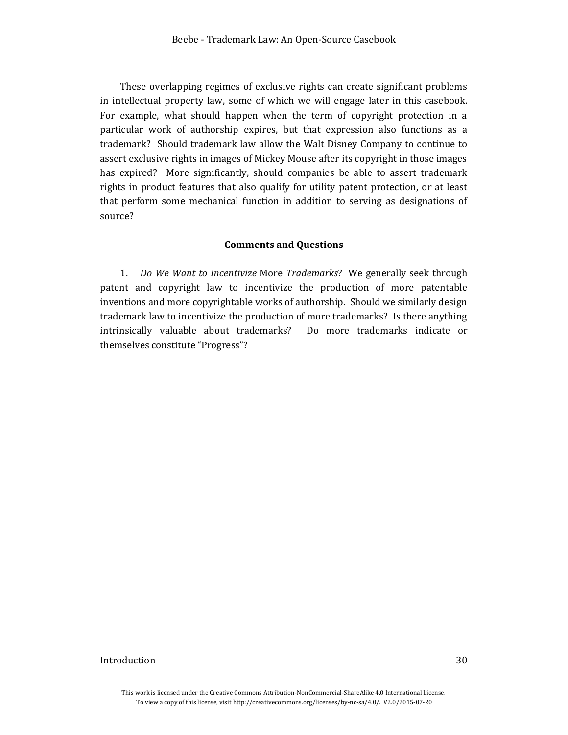These overlapping regimes of exclusive rights can create significant problems in intellectual property law, some of which we will engage later in this casebook. For example, what should happen when the term of copyright protection in a particular work of authorship expires, but that expression also functions as a trademark? Should trademark law allow the Walt Disney Company to continue to assert exclusive rights in images of Mickey Mouse after its copyright in those images has expired? More significantly, should companies be able to assert trademark rights in product features that also qualify for utility patent protection, or at least that perform some mechanical function in addition to serving as designations of source?

### Comments and Questions

1. *Do We Want to Incentivize* More *Trademarks*? We generally seek through patent and copyright law to incentivize the production of more patentable inventions and more copyrightable works of authorship. Should we similarly design trademark law to incentivize the production of more trademarks? Is there anything intrinsically valuable about trademarks? Do more trademarks indicate or themselves constitute "Progress"?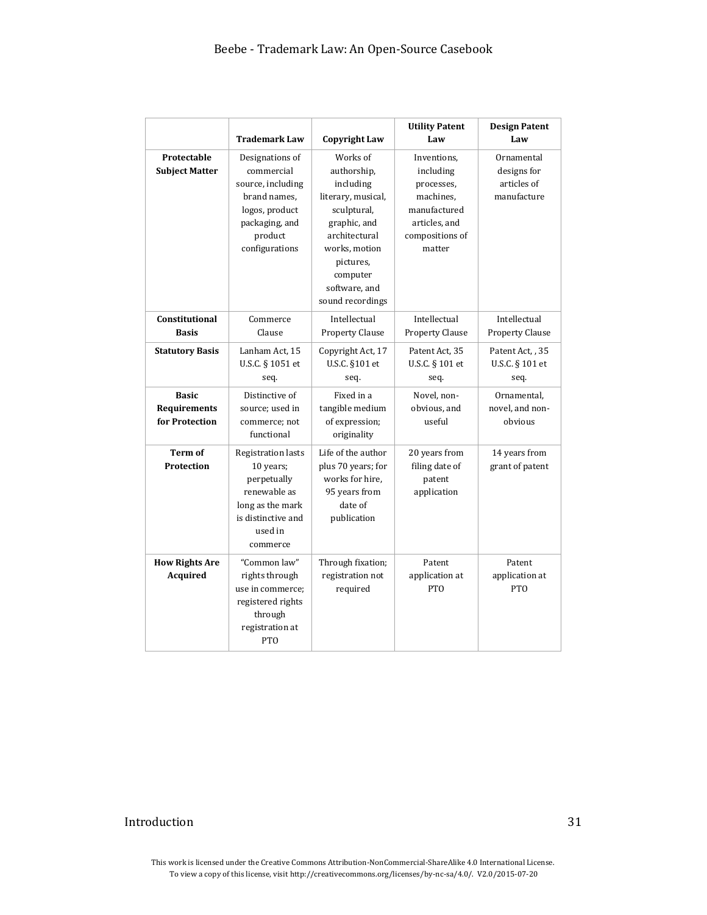| | Trademark Law | Copyright Law | Utility Patent Law | Design Patent Law |
|---|---|---|---|---|
| **Protectable Subject Matter** | Designations of commercial source, including brand names, logos, product packaging, and product configurations | Works of authorship, including literary, musical, sculptural, graphic, and architectural works, motion pictures, computer software, and sound recordings | Inventions, including processes, machines, manufactured articles, and compositions of matter | Ornamental designs for articles of manufacture |
| **Constitutional Basis** | Commerce Clause | Intellectual Property Clause | Intellectual Property Clause | Intellectual Property Clause |
| **Statutory Basis** | Lanham Act, 15 U.S.C. § 1051 et seq. | Copyright Act, 17 U.S.C. §101 et seq. | Patent Act, 35 U.S.C. § 101 et seq. | Patent Act, , 35 U.S.C. § 101 et seq. |
| **Basic Requirements for Protection** | Distinctive of source; used in commerce; not functional | Fixed in a tangible medium of expression; originality | Novel, non-obvious, and useful | Ornamental, novel, and non-obvious |
| **Term of Protection** | Registration lasts 10 years; perpetually renewable as long as the mark is distinctive and used in commerce | Life of the author plus 70 years; for works for hire, 95 years from date of publication | 20 years from filing date of patent application | 14 years from grant of patent |
| **How Rights Are Acquired** | "Common law" rights through use in commerce; registered rights through registration at PTO | Through fixation; registration not required | Patent application at PTO | Patent application at PTO |

This work is licensed under the Creative Commons Attribution-NonCommercial-ShareAlike 4.0 International License. To view a copy of this license, visit http://creativecommons.org/licenses/by-nc-sa/4.0/. V2.0/2015-07-20